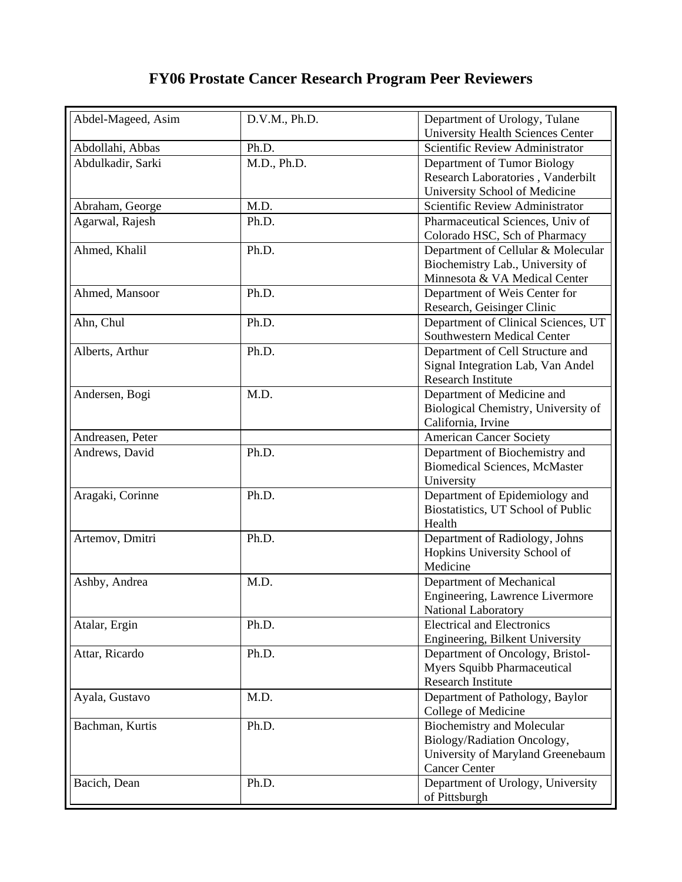# FY06 Prostate Cancer Research Program Peer Reviewers

| | | |
|---|---|---|
| Abdel-Mageed, Asim | D.V.M., Ph.D. | Department of Urology, Tulane University Health Sciences Center |
| Abdollahi, Abbas | Ph.D. | Scientific Review Administrator |
| Abdulkadir, Sarki | M.D., Ph.D. | Department of Tumor Biology Research Laboratories , Vanderbilt University School of Medicine |
| Abraham, George | M.D. | Scientific Review Administrator |
| Agarwal, Rajesh | Ph.D. | Pharmaceutical Sciences, Univ of Colorado HSC, Sch of Pharmacy |
| Ahmed, Khalil | Ph.D. | Department of Cellular & Molecular Biochemistry Lab., University of Minnesota & VA Medical Center |
| Ahmed, Mansoor | Ph.D. | Department of Weis Center for Research, Geisinger Clinic |
| Ahn, Chul | Ph.D. | Department of Clinical Sciences, UT Southwestern Medical Center |
| Alberts, Arthur | Ph.D. | Department of Cell Structure and Signal Integration Lab, Van Andel Research Institute |
| Andersen, Bogi | M.D. | Department of Medicine and Biological Chemistry, University of California, Irvine |
| Andreasen, Peter | | American Cancer Society |
| Andrews, David | Ph.D. | Department of Biochemistry and Biomedical Sciences, McMaster University |
| Aragaki, Corinne | Ph.D. | Department of Epidemiology and Biostatistics, UT School of Public Health |
| Artemov, Dmitri | Ph.D. | Department of Radiology, Johns Hopkins University School of Medicine |
| Ashby, Andrea | M.D. | Department of Mechanical Engineering, Lawrence Livermore National Laboratory |
| Atalar, Ergin | Ph.D. | Electrical and Electronics Engineering, Bilkent University |
| Attar, Ricardo | Ph.D. | Department of Oncology, Bristol-Myers Squibb Pharmaceutical Research Institute |
| Ayala, Gustavo | M.D. | Department of Pathology, Baylor College of Medicine |
| Bachman, Kurtis | Ph.D. | Biochemistry and Molecular Biology/Radiation Oncology, University of Maryland Greenebaum Cancer Center |
| Bacich, Dean | Ph.D. | Department of Urology, University of Pittsburgh |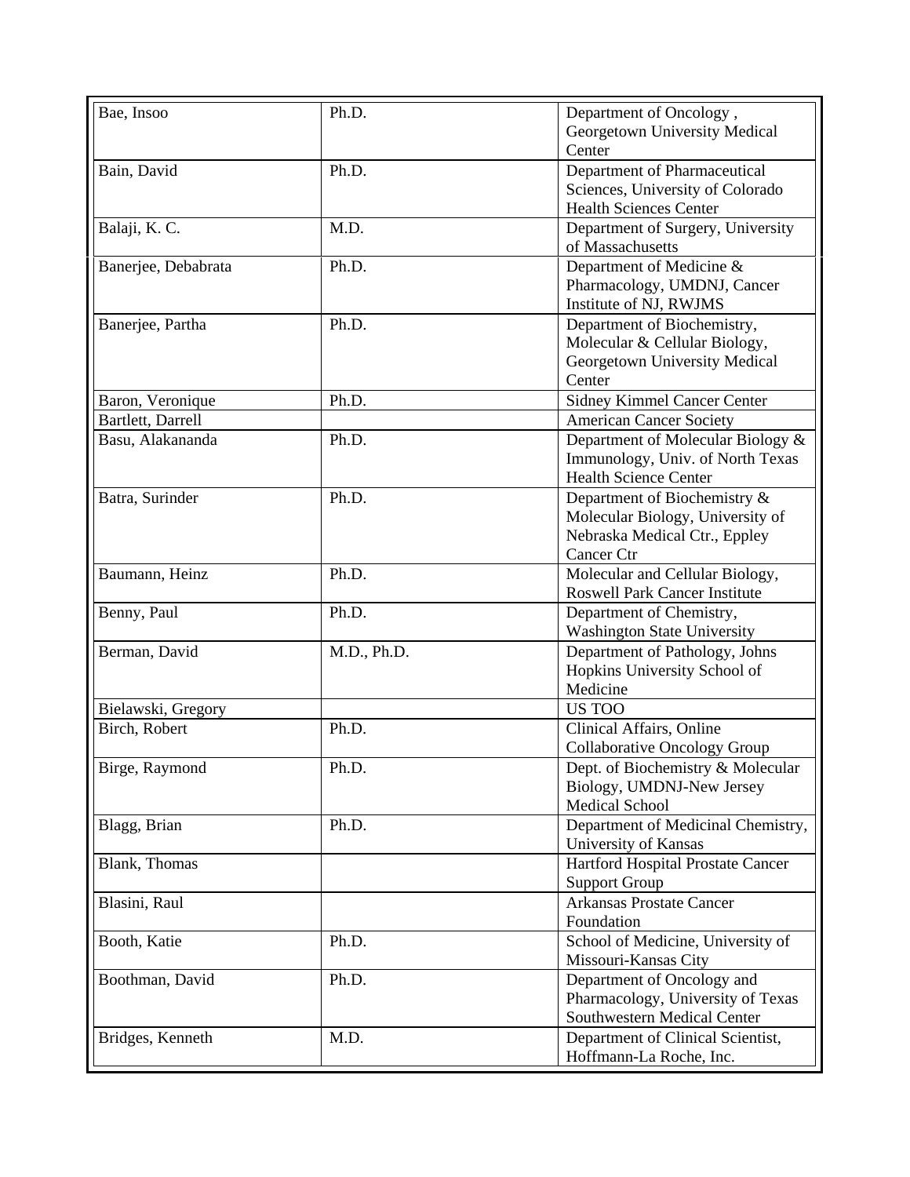| Bae, Insoo | Ph.D. | Department of Oncology , Georgetown University Medical Center |
|---|---|---|
| Bain, David | Ph.D. | Department of Pharmaceutical Sciences, University of Colorado Health Sciences Center |
| Balaji, K. C. | M.D. | Department of Surgery, University of Massachusetts |
| Banerjee, Debabrata | Ph.D. | Department of Medicine & Pharmacology, UMDNJ, Cancer Institute of NJ, RWJMS |
| Banerjee, Partha | Ph.D. | Department of Biochemistry, Molecular & Cellular Biology, Georgetown University Medical Center |
| Baron, Veronique | Ph.D. | Sidney Kimmel Cancer Center |
| Bartlett, Darrell | | American Cancer Society |
| Basu, Alakananda | Ph.D. | Department of Molecular Biology & Immunology, Univ. of North Texas Health Science Center |
| Batra, Surinder | Ph.D. | Department of Biochemistry & Molecular Biology, University of Nebraska Medical Ctr., Eppley Cancer Ctr |
| Baumann, Heinz | Ph.D. | Molecular and Cellular Biology, Roswell Park Cancer Institute |
| Benny, Paul | Ph.D. | Department of Chemistry, Washington State University |
| Berman, David | M.D., Ph.D. | Department of Pathology, Johns Hopkins University School of Medicine |
| Bielawski, Gregory | | US TOO |
| Birch, Robert | Ph.D. | Clinical Affairs, Online Collaborative Oncology Group |
| Birge, Raymond | Ph.D. | Dept. of Biochemistry & Molecular Biology, UMDNJ-New Jersey Medical School |
| Blagg, Brian | Ph.D. | Department of Medicinal Chemistry, University of Kansas |
| Blank, Thomas | | Hartford Hospital Prostate Cancer Support Group |
| Blasini, Raul | | Arkansas Prostate Cancer Foundation |
| Booth, Katie | Ph.D. | School of Medicine, University of Missouri-Kansas City |
| Boothman, David | Ph.D. | Department of Oncology and Pharmacology, University of Texas Southwestern Medical Center |
| Bridges, Kenneth | M.D. | Department of Clinical Scientist, Hoffmann-La Roche, Inc. |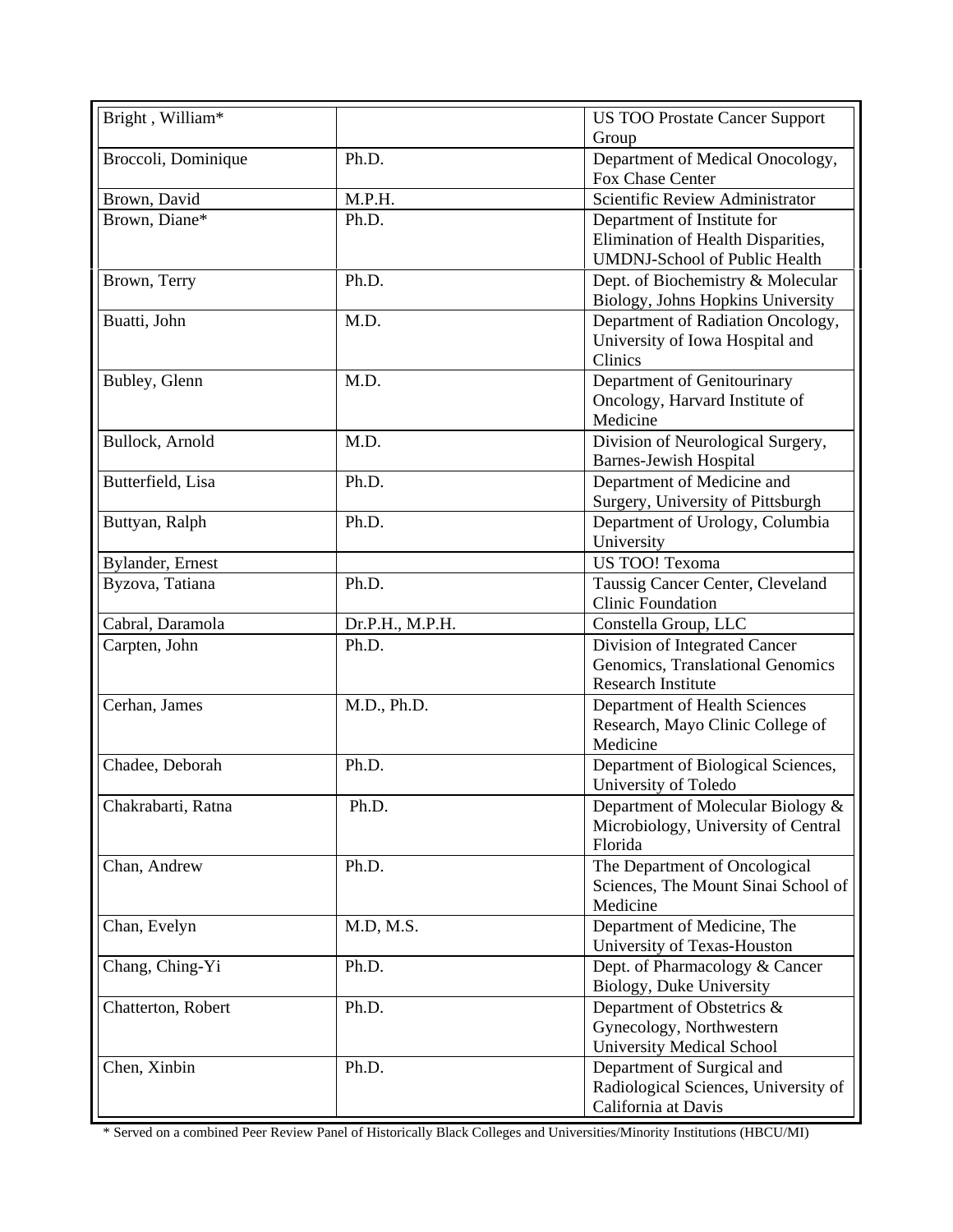| Bright , William* | | US TOO Prostate Cancer Support Group |
|---|---|---|
| Broccoli, Dominique | Ph.D. | Department of Medical Onocology, Fox Chase Center |
| Brown, David | M.P.H. | Scientific Review Administrator |
| Brown, Diane* | Ph.D. | Department of Institute for Elimination of Health Disparities, UMDNJ-School of Public Health |
| Brown, Terry | Ph.D. | Dept. of Biochemistry & Molecular Biology, Johns Hopkins University |
| Buatti, John | M.D. | Department of Radiation Oncology, University of Iowa Hospital and Clinics |
| Bubley, Glenn | M.D. | Department of Genitourinary Oncology, Harvard Institute of Medicine |
| Bullock, Arnold | M.D. | Division of Neurological Surgery, Barnes-Jewish Hospital |
| Butterfield, Lisa | Ph.D. | Department of Medicine and Surgery, University of Pittsburgh |
| Buttyan, Ralph | Ph.D. | Department of Urology, Columbia University |
| Bylander, Ernest | | US TOO! Texoma |
| Byzova, Tatiana | Ph.D. | Taussig Cancer Center, Cleveland Clinic Foundation |
| Cabral, Daramola | Dr.P.H., M.P.H. | Constella Group, LLC |
| Carpten, John | Ph.D. | Division of Integrated Cancer Genomics, Translational Genomics Research Institute |
| Cerhan, James | M.D., Ph.D. | Department of Health Sciences Research, Mayo Clinic College of Medicine |
| Chadee, Deborah | Ph.D. | Department of Biological Sciences, University of Toledo |
| Chakrabarti, Ratna | Ph.D. | Department of Molecular Biology & Microbiology, University of Central Florida |
| Chan, Andrew | Ph.D. | The Department of Oncological Sciences, The Mount Sinai School of Medicine |
| Chan, Evelyn | M.D, M.S. | Department of Medicine, The University of Texas-Houston |
| Chang, Ching-Yi | Ph.D. | Dept. of Pharmacology & Cancer Biology, Duke University |
| Chatterton, Robert | Ph.D. | Department of Obstetrics & Gynecology, Northwestern University Medical School |
| Chen, Xinbin | Ph.D. | Department of Surgical and Radiological Sciences, University of California at Davis |

* Served on a combined Peer Review Panel of Historically Black Colleges and Universities/Minority Institutions (HBCU/MI)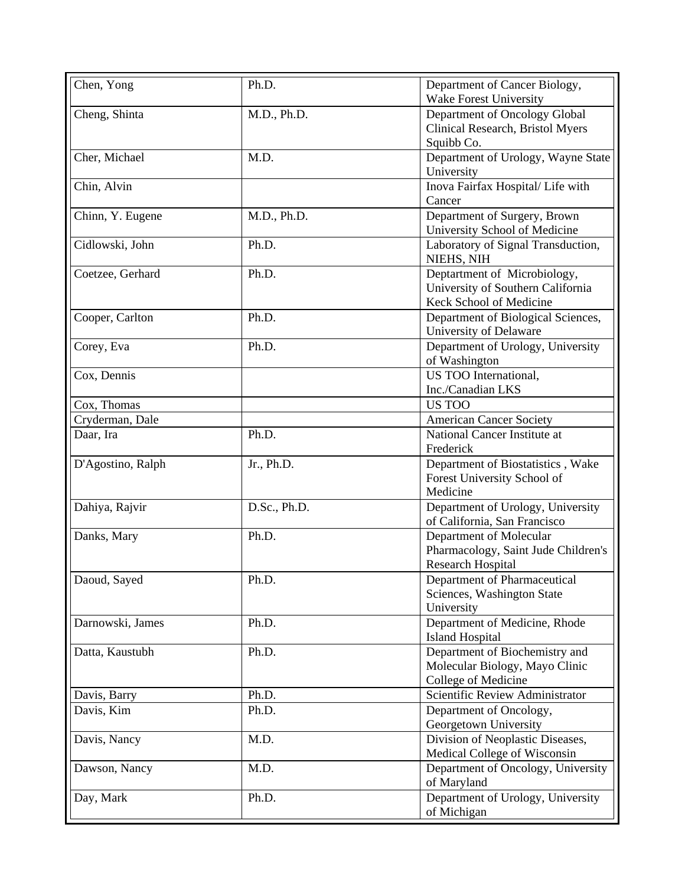| | | |
|---|---|---|
| Chen, Yong | Ph.D. | Department of Cancer Biology, Wake Forest University |
| Cheng, Shinta | M.D., Ph.D. | Department of Oncology Global Clinical Research, Bristol Myers Squibb Co. |
| Cher, Michael | M.D. | Department of Urology, Wayne State University |
| Chin, Alvin | | Inova Fairfax Hospital/ Life with Cancer |
| Chinn, Y. Eugene | M.D., Ph.D. | Department of Surgery, Brown University School of Medicine |
| Cidlowski, John | Ph.D. | Laboratory of Signal Transduction, NIEHS, NIH |
| Coetzee, Gerhard | Ph.D. | Deptartment of Microbiology, University of Southern California Keck School of Medicine |
| Cooper, Carlton | Ph.D. | Department of Biological Sciences, University of Delaware |
| Corey, Eva | Ph.D. | Department of Urology, University of Washington |
| Cox, Dennis | | US TOO International, Inc./Canadian LKS |
| Cox, Thomas | | US TOO |
| Cryderman, Dale | | American Cancer Society |
| Daar, Ira | Ph.D. | National Cancer Institute at Frederick |
| D'Agostino, Ralph | Jr., Ph.D. | Department of Biostatistics , Wake Forest University School of Medicine |
| Dahiya, Rajvir | D.Sc., Ph.D. | Department of Urology, University of California, San Francisco |
| Danks, Mary | Ph.D. | Department of Molecular Pharmacology, Saint Jude Children's Research Hospital |
| Daoud, Sayed | Ph.D. | Department of Pharmaceutical Sciences, Washington State University |
| Darnowski, James | Ph.D. | Department of Medicine, Rhode Island Hospital |
| Datta, Kaustubh | Ph.D. | Department of Biochemistry and Molecular Biology, Mayo Clinic College of Medicine |
| Davis, Barry | Ph.D. | Scientific Review Administrator |
| Davis, Kim | Ph.D. | Department of Oncology, Georgetown University |
| Davis, Nancy | M.D. | Division of Neoplastic Diseases, Medical College of Wisconsin |
| Dawson, Nancy | M.D. | Department of Oncology, University of Maryland |
| Day, Mark | Ph.D. | Department of Urology, University of Michigan |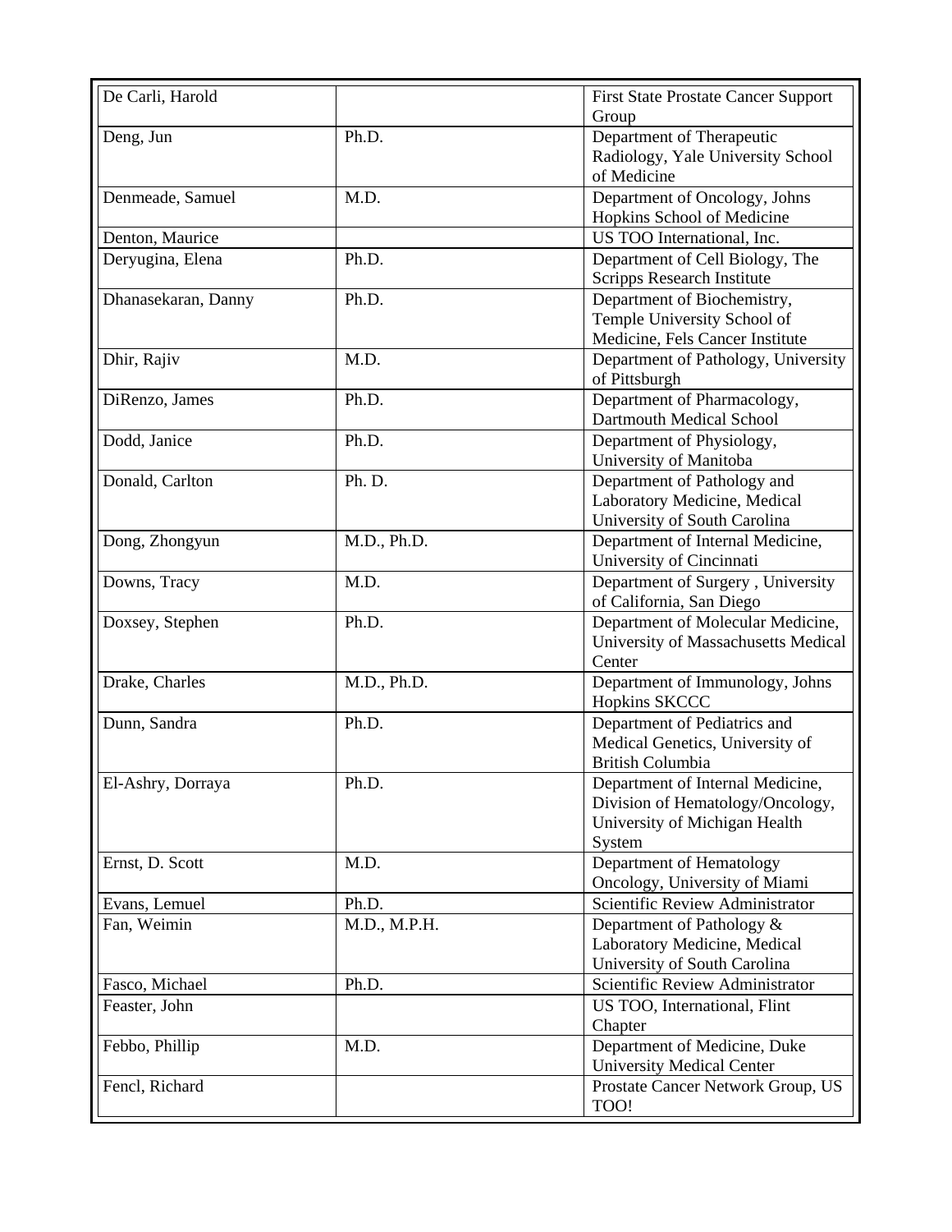| De Carli, Harold | | First State Prostate Cancer Support Group |
|---|---|---|
| Deng, Jun | Ph.D. | Department of Therapeutic Radiology, Yale University School of Medicine |
| Denmeade, Samuel | M.D. | Department of Oncology, Johns Hopkins School of Medicine |
| Denton, Maurice | | US TOO International, Inc. |
| Deryugina, Elena | Ph.D. | Department of Cell Biology, The Scripps Research Institute |
| Dhanasekaran, Danny | Ph.D. | Department of Biochemistry, Temple University School of Medicine, Fels Cancer Institute |
| Dhir, Rajiv | M.D. | Department of Pathology, University of Pittsburgh |
| DiRenzo, James | Ph.D. | Department of Pharmacology, Dartmouth Medical School |
| Dodd, Janice | Ph.D. | Department of Physiology, University of Manitoba |
| Donald, Carlton | Ph. D. | Department of Pathology and Laboratory Medicine, Medical University of South Carolina |
| Dong, Zhongyun | M.D., Ph.D. | Department of Internal Medicine, University of Cincinnati |
| Downs, Tracy | M.D. | Department of Surgery , University of California, San Diego |
| Doxsey, Stephen | Ph.D. | Department of Molecular Medicine, University of Massachusetts Medical Center |
| Drake, Charles | M.D., Ph.D. | Department of Immunology, Johns Hopkins SKCCC |
| Dunn, Sandra | Ph.D. | Department of Pediatrics and Medical Genetics, University of British Columbia |
| El-Ashry, Dorraya | Ph.D. | Department of Internal Medicine, Division of Hematology/Oncology, University of Michigan Health System |
| Ernst, D. Scott | M.D. | Department of Hematology Oncology, University of Miami |
| Evans, Lemuel | Ph.D. | Scientific Review Administrator |
| Fan, Weimin | M.D., M.P.H. | Department of Pathology & Laboratory Medicine, Medical University of South Carolina |
| Fasco, Michael | Ph.D. | Scientific Review Administrator |
| Feaster, John | | US TOO, International, Flint Chapter |
| Febbo, Phillip | M.D. | Department of Medicine, Duke University Medical Center |
| Fencl, Richard | | Prostate Cancer Network Group, US TOO! |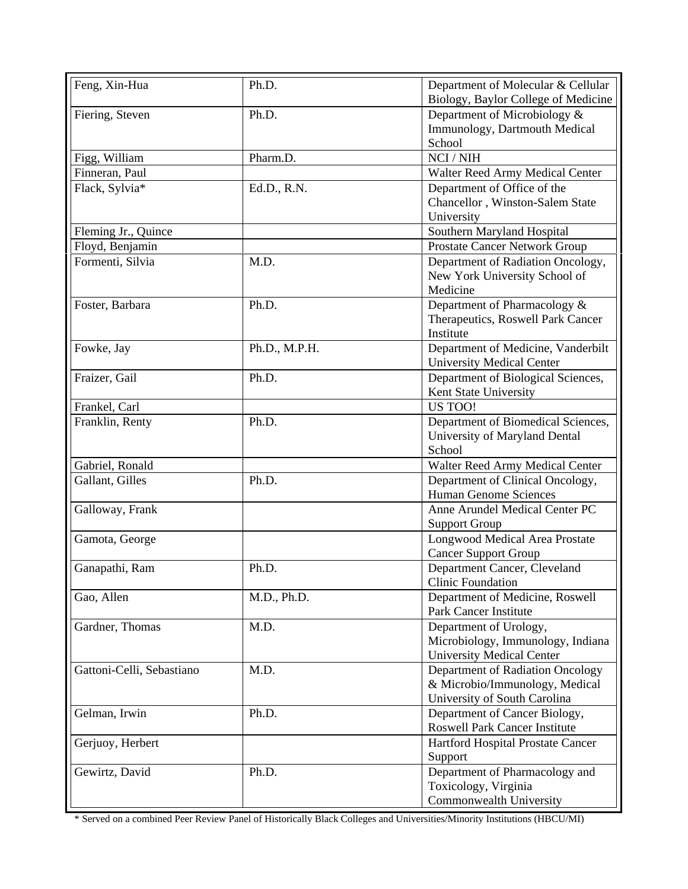| Feng, Xin-Hua | Ph.D. | Department of Molecular & Cellular Biology, Baylor College of Medicine |
|---|---|---|
| Fiering, Steven | Ph.D. | Department of Microbiology & Immunology, Dartmouth Medical School |
| Figg, William | Pharm.D. | NCI / NIH |
| Finneran, Paul | | Walter Reed Army Medical Center |
| Flack, Sylvia* | Ed.D., R.N. | Department of Office of the Chancellor , Winston-Salem State University |
| Fleming Jr., Quince | | Southern Maryland Hospital |
| Floyd, Benjamin | | Prostate Cancer Network Group |
| Formenti, Silvia | M.D. | Department of Radiation Oncology, New York University School of Medicine |
| Foster, Barbara | Ph.D. | Department of Pharmacology & Therapeutics, Roswell Park Cancer Institute |
| Fowke, Jay | Ph.D., M.P.H. | Department of Medicine, Vanderbilt University Medical Center |
| Fraizer, Gail | Ph.D. | Department of Biological Sciences, Kent State University |
| Frankel, Carl | | US TOO! |
| Franklin, Renty | Ph.D. | Department of Biomedical Sciences, University of Maryland Dental School |
| Gabriel, Ronald | | Walter Reed Army Medical Center |
| Gallant, Gilles | Ph.D. | Department of Clinical Oncology, Human Genome Sciences |
| Galloway, Frank | | Anne Arundel Medical Center PC Support Group |
| Gamota, George | | Longwood Medical Area Prostate Cancer Support Group |
| Ganapathi, Ram | Ph.D. | Department Cancer, Cleveland Clinic Foundation |
| Gao, Allen | M.D., Ph.D. | Department of Medicine, Roswell Park Cancer Institute |
| Gardner, Thomas | M.D. | Department of Urology, Microbiology, Immunology, Indiana University Medical Center |
| Gattoni-Celli, Sebastiano | M.D. | Department of Radiation Oncology & Microbio/Immunology, Medical University of South Carolina |
| Gelman, Irwin | Ph.D. | Department of Cancer Biology, Roswell Park Cancer Institute |
| Gerjuoy, Herbert | | Hartford Hospital Prostate Cancer Support |
| Gewirtz, David | Ph.D. | Department of Pharmacology and Toxicology, Virginia Commonwealth University |

* Served on a combined Peer Review Panel of Historically Black Colleges and Universities/Minority Institutions (HBCU/MI)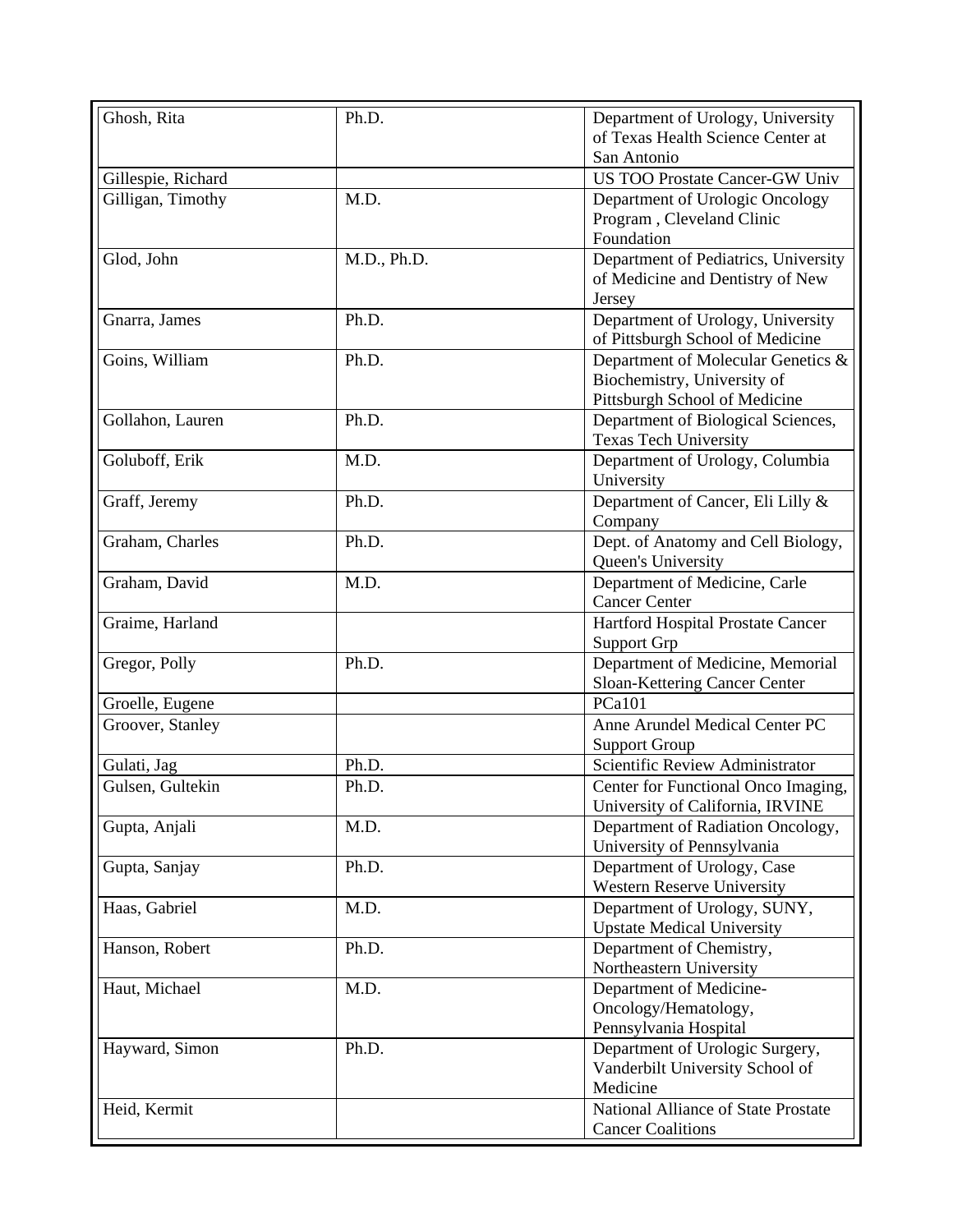| Ghosh, Rita | Ph.D. | Department of Urology, University of Texas Health Science Center at San Antonio |
|---|---|---|
| Gillespie, Richard | | US TOO Prostate Cancer-GW Univ |
| Gilligan, Timothy | M.D. | Department of Urologic Oncology Program , Cleveland Clinic Foundation |
| Glod, John | M.D., Ph.D. | Department of Pediatrics, University of Medicine and Dentistry of New Jersey |
| Gnarra, James | Ph.D. | Department of Urology, University of Pittsburgh School of Medicine |
| Goins, William | Ph.D. | Department of Molecular Genetics & Biochemistry, University of Pittsburgh School of Medicine |
| Gollahon, Lauren | Ph.D. | Department of Biological Sciences, Texas Tech University |
| Goluboff, Erik | M.D. | Department of Urology, Columbia University |
| Graff, Jeremy | Ph.D. | Department of Cancer, Eli Lilly & Company |
| Graham, Charles | Ph.D. | Dept. of Anatomy and Cell Biology, Queen's University |
| Graham, David | M.D. | Department of Medicine, Carle Cancer Center |
| Graime, Harland | | Hartford Hospital Prostate Cancer Support Grp |
| Gregor, Polly | Ph.D. | Department of Medicine, Memorial Sloan-Kettering Cancer Center |
| Groelle, Eugene | | PCa101 |
| Groover, Stanley | | Anne Arundel Medical Center PC Support Group |
| Gulati, Jag | Ph.D. | Scientific Review Administrator |
| Gulsen, Gultekin | Ph.D. | Center for Functional Onco Imaging, University of California, IRVINE |
| Gupta, Anjali | M.D. | Department of Radiation Oncology, University of Pennsylvania |
| Gupta, Sanjay | Ph.D. | Department of Urology, Case Western Reserve University |
| Haas, Gabriel | M.D. | Department of Urology, SUNY, Upstate Medical University |
| Hanson, Robert | Ph.D. | Department of Chemistry, Northeastern University |
| Haut, Michael | M.D. | Department of Medicine-Oncology/Hematology, Pennsylvania Hospital |
| Hayward, Simon | Ph.D. | Department of Urologic Surgery, Vanderbilt University School of Medicine |
| Heid, Kermit | | National Alliance of State Prostate Cancer Coalitions |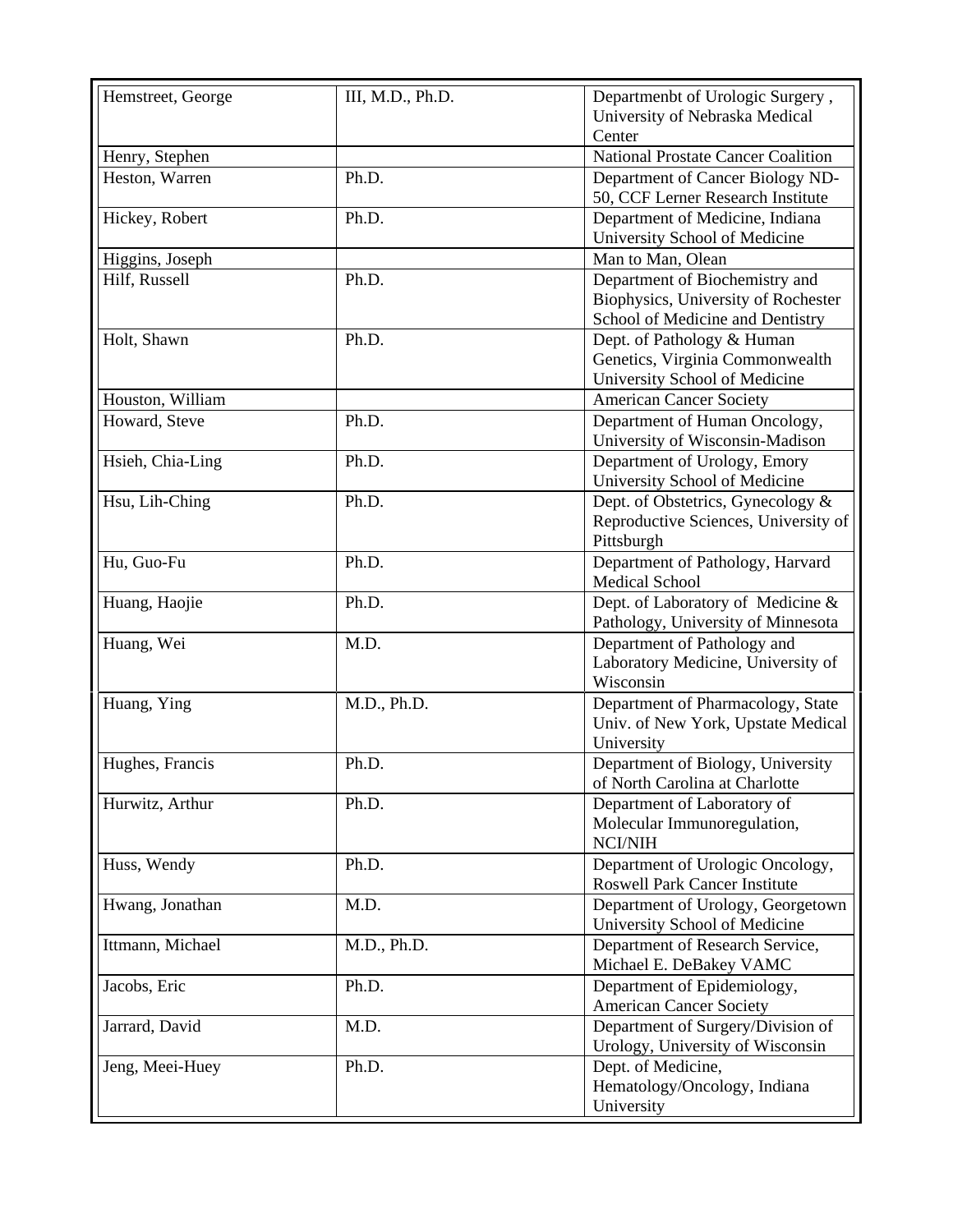| Hemstreet, George | III, M.D., Ph.D. | Departmenbt of Urologic Surgery , University of Nebraska Medical Center |
|---|---|---|
| Henry, Stephen | | National Prostate Cancer Coalition |
| Heston, Warren | Ph.D. | Department of Cancer Biology ND-50, CCF Lerner Research Institute |
| Hickey, Robert | Ph.D. | Department of Medicine, Indiana University School of Medicine |
| Higgins, Joseph | | Man to Man, Olean |
| Hilf, Russell | Ph.D. | Department of Biochemistry and Biophysics, University of Rochester School of Medicine and Dentistry |
| Holt, Shawn | Ph.D. | Dept. of Pathology & Human Genetics, Virginia Commonwealth University School of Medicine |
| Houston, William | | American Cancer Society |
| Howard, Steve | Ph.D. | Department of Human Oncology, University of Wisconsin-Madison |
| Hsieh, Chia-Ling | Ph.D. | Department of Urology, Emory University School of Medicine |
| Hsu, Lih-Ching | Ph.D. | Dept. of Obstetrics, Gynecology & Reproductive Sciences, University of Pittsburgh |
| Hu, Guo-Fu | Ph.D. | Department of Pathology, Harvard Medical School |
| Huang, Haojie | Ph.D. | Dept. of Laboratory of Medicine & Pathology, University of Minnesota |
| Huang, Wei | M.D. | Department of Pathology and Laboratory Medicine, University of Wisconsin |
| Huang, Ying | M.D., Ph.D. | Department of Pharmacology, State Univ. of New York, Upstate Medical University |
| Hughes, Francis | Ph.D. | Department of Biology, University of North Carolina at Charlotte |
| Hurwitz, Arthur | Ph.D. | Department of Laboratory of Molecular Immunoregulation, NCI/NIH |
| Huss, Wendy | Ph.D. | Department of Urologic Oncology, Roswell Park Cancer Institute |
| Hwang, Jonathan | M.D. | Department of Urology, Georgetown University School of Medicine |
| Ittmann, Michael | M.D., Ph.D. | Department of Research Service, Michael E. DeBakey VAMC |
| Jacobs, Eric | Ph.D. | Department of Epidemiology, American Cancer Society |
| Jarrard, David | M.D. | Department of Surgery/Division of Urology, University of Wisconsin |
| Jeng, Meei-Huey | Ph.D. | Dept. of Medicine, Hematology/Oncology, Indiana University |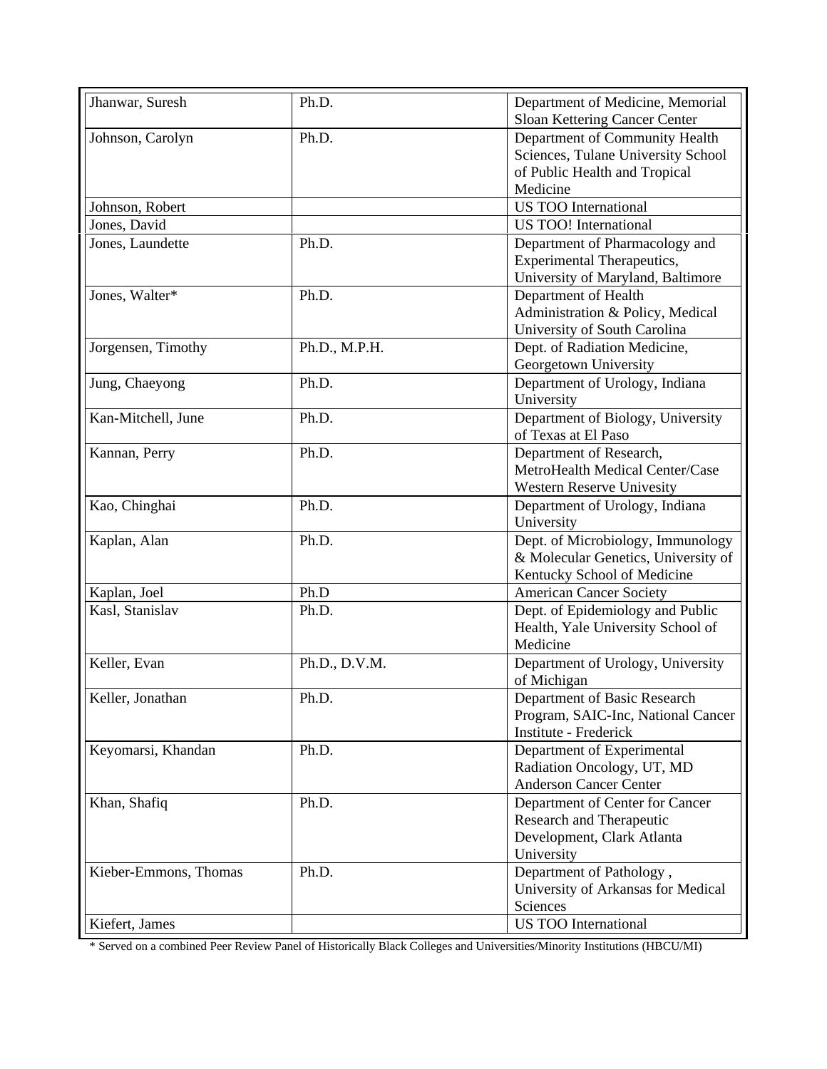| | | |
|---|---|---|
| Jhanwar, Suresh | Ph.D. | Department of Medicine, Memorial Sloan Kettering Cancer Center |
| Johnson, Carolyn | Ph.D. | Department of Community Health Sciences, Tulane University School of Public Health and Tropical Medicine |
| Johnson, Robert | | US TOO International |
| Jones, David | | US TOO! International |
| Jones, Laundette | Ph.D. | Department of Pharmacology and Experimental Therapeutics, University of Maryland, Baltimore |
| Jones, Walter* | Ph.D. | Department of Health Administration & Policy, Medical University of South Carolina |
| Jorgensen, Timothy | Ph.D., M.P.H. | Dept. of Radiation Medicine, Georgetown University |
| Jung, Chaeyong | Ph.D. | Department of Urology, Indiana University |
| Kan-Mitchell, June | Ph.D. | Department of Biology, University of Texas at El Paso |
| Kannan, Perry | Ph.D. | Department of Research, MetroHealth Medical Center/Case Western Reserve Univesity |
| Kao, Chinghai | Ph.D. | Department of Urology, Indiana University |
| Kaplan, Alan | Ph.D. | Dept. of Microbiology, Immunology & Molecular Genetics, University of Kentucky School of Medicine |
| Kaplan, Joel | Ph.D | American Cancer Society |
| Kasl, Stanislav | Ph.D. | Dept. of Epidemiology and Public Health, Yale University School of Medicine |
| Keller, Evan | Ph.D., D.V.M. | Department of Urology, University of Michigan |
| Keller, Jonathan | Ph.D. | Department of Basic Research Program, SAIC-Inc, National Cancer Institute - Frederick |
| Keyomarsi, Khandan | Ph.D. | Department of Experimental Radiation Oncology, UT, MD Anderson Cancer Center |
| Khan, Shafiq | Ph.D. | Department of Center for Cancer Research and Therapeutic Development, Clark Atlanta University |
| Kieber-Emmons, Thomas | Ph.D. | Department of Pathology , University of Arkansas for Medical Sciences |
| Kiefert, James | | US TOO International |

* Served on a combined Peer Review Panel of Historically Black Colleges and Universities/Minority Institutions (HBCU/MI)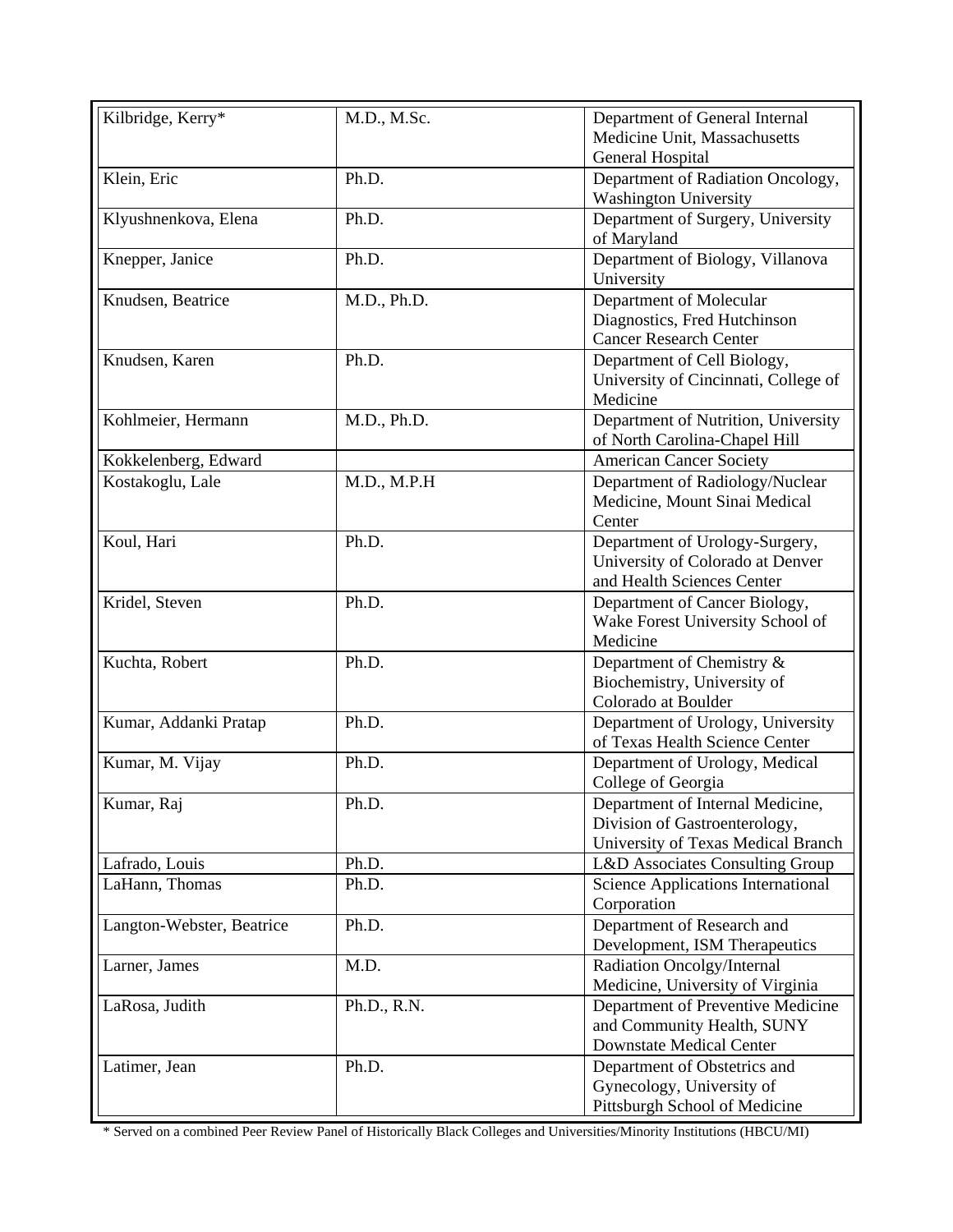| | | |
|---|---|---|
| Kilbridge, Kerry* | M.D., M.Sc. | Department of General Internal Medicine Unit, Massachusetts General Hospital |
| Klein, Eric | Ph.D. | Department of Radiation Oncology, Washington University |
| Klyushnenkova, Elena | Ph.D. | Department of Surgery, University of Maryland |
| Knepper, Janice | Ph.D. | Department of Biology, Villanova University |
| Knudsen, Beatrice | M.D., Ph.D. | Department of Molecular Diagnostics, Fred Hutchinson Cancer Research Center |
| Knudsen, Karen | Ph.D. | Department of Cell Biology, University of Cincinnati, College of Medicine |
| Kohlmeier, Hermann | M.D., Ph.D. | Department of Nutrition, University of North Carolina-Chapel Hill |
| Kokkelenberg, Edward | | American Cancer Society |
| Kostakoglu, Lale | M.D., M.P.H | Department of Radiology/Nuclear Medicine, Mount Sinai Medical Center |
| Koul, Hari | Ph.D. | Department of Urology-Surgery, University of Colorado at Denver and Health Sciences Center |
| Kridel, Steven | Ph.D. | Department of Cancer Biology, Wake Forest University School of Medicine |
| Kuchta, Robert | Ph.D. | Department of Chemistry & Biochemistry, University of Colorado at Boulder |
| Kumar, Addanki Pratap | Ph.D. | Department of Urology, University of Texas Health Science Center |
| Kumar, M. Vijay | Ph.D. | Department of Urology, Medical College of Georgia |
| Kumar, Raj | Ph.D. | Department of Internal Medicine, Division of Gastroenterology, University of Texas Medical Branch |
| Lafrado, Louis | Ph.D. | L&D Associates Consulting Group |
| LaHann, Thomas | Ph.D. | Science Applications International Corporation |
| Langton-Webster, Beatrice | Ph.D. | Department of Research and Development, ISM Therapeutics |
| Larner, James | M.D. | Radiation Oncolgy/Internal Medicine, University of Virginia |
| LaRosa, Judith | Ph.D., R.N. | Department of Preventive Medicine and Community Health, SUNY Downstate Medical Center |
| Latimer, Jean | Ph.D. | Department of Obstetrics and Gynecology, University of Pittsburgh School of Medicine |

* Served on a combined Peer Review Panel of Historically Black Colleges and Universities/Minority Institutions (HBCU/MI)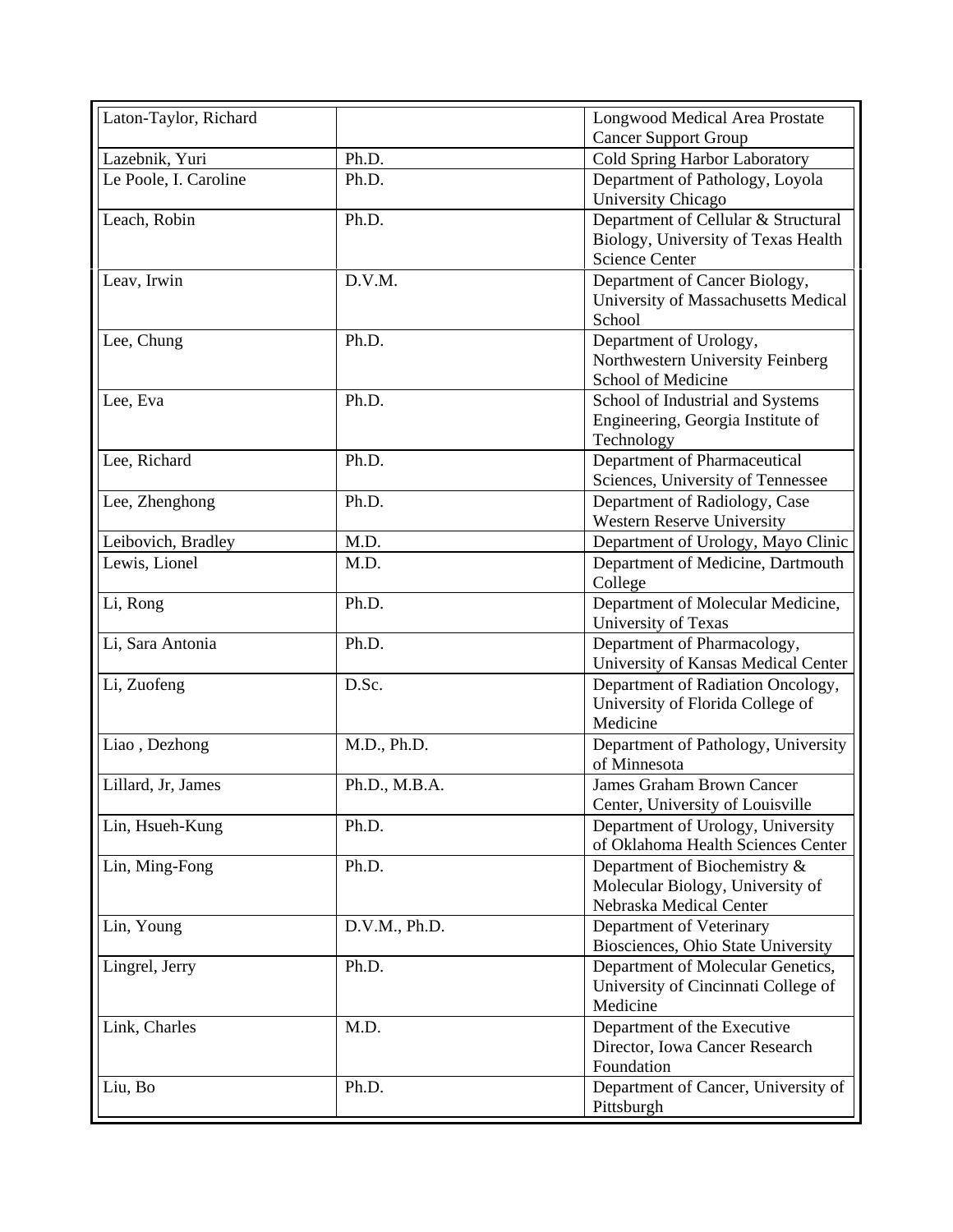| | | |
|---|---|---|
| Laton-Taylor, Richard | | Longwood Medical Area Prostate Cancer Support Group |
| Lazebnik, Yuri | Ph.D. | Cold Spring Harbor Laboratory |
| Le Poole, I. Caroline | Ph.D. | Department of Pathology, Loyola University Chicago |
| Leach, Robin | Ph.D. | Department of Cellular & Structural Biology, University of Texas Health Science Center |
| Leav, Irwin | D.V.M. | Department of Cancer Biology, University of Massachusetts Medical School |
| Lee, Chung | Ph.D. | Department of Urology, Northwestern University Feinberg School of Medicine |
| Lee, Eva | Ph.D. | School of Industrial and Systems Engineering, Georgia Institute of Technology |
| Lee, Richard | Ph.D. | Department of Pharmaceutical Sciences, University of Tennessee |
| Lee, Zhenghong | Ph.D. | Department of Radiology, Case Western Reserve University |
| Leibovich, Bradley | M.D. | Department of Urology, Mayo Clinic |
| Lewis, Lionel | M.D. | Department of Medicine, Dartmouth College |
| Li, Rong | Ph.D. | Department of Molecular Medicine, University of Texas |
| Li, Sara Antonia | Ph.D. | Department of Pharmacology, University of Kansas Medical Center |
| Li, Zuofeng | D.Sc. | Department of Radiation Oncology, University of Florida College of Medicine |
| Liao , Dezhong | M.D., Ph.D. | Department of Pathology, University of Minnesota |
| Lillard, Jr, James | Ph.D., M.B.A. | James Graham Brown Cancer Center, University of Louisville |
| Lin, Hsueh-Kung | Ph.D. | Department of Urology, University of Oklahoma Health Sciences Center |
| Lin, Ming-Fong | Ph.D. | Department of Biochemistry & Molecular Biology, University of Nebraska Medical Center |
| Lin, Young | D.V.M., Ph.D. | Department of Veterinary Biosciences, Ohio State University |
| Lingrel, Jerry | Ph.D. | Department of Molecular Genetics, University of Cincinnati College of Medicine |
| Link, Charles | M.D. | Department of the Executive Director, Iowa Cancer Research Foundation |
| Liu, Bo | Ph.D. | Department of Cancer, University of Pittsburgh |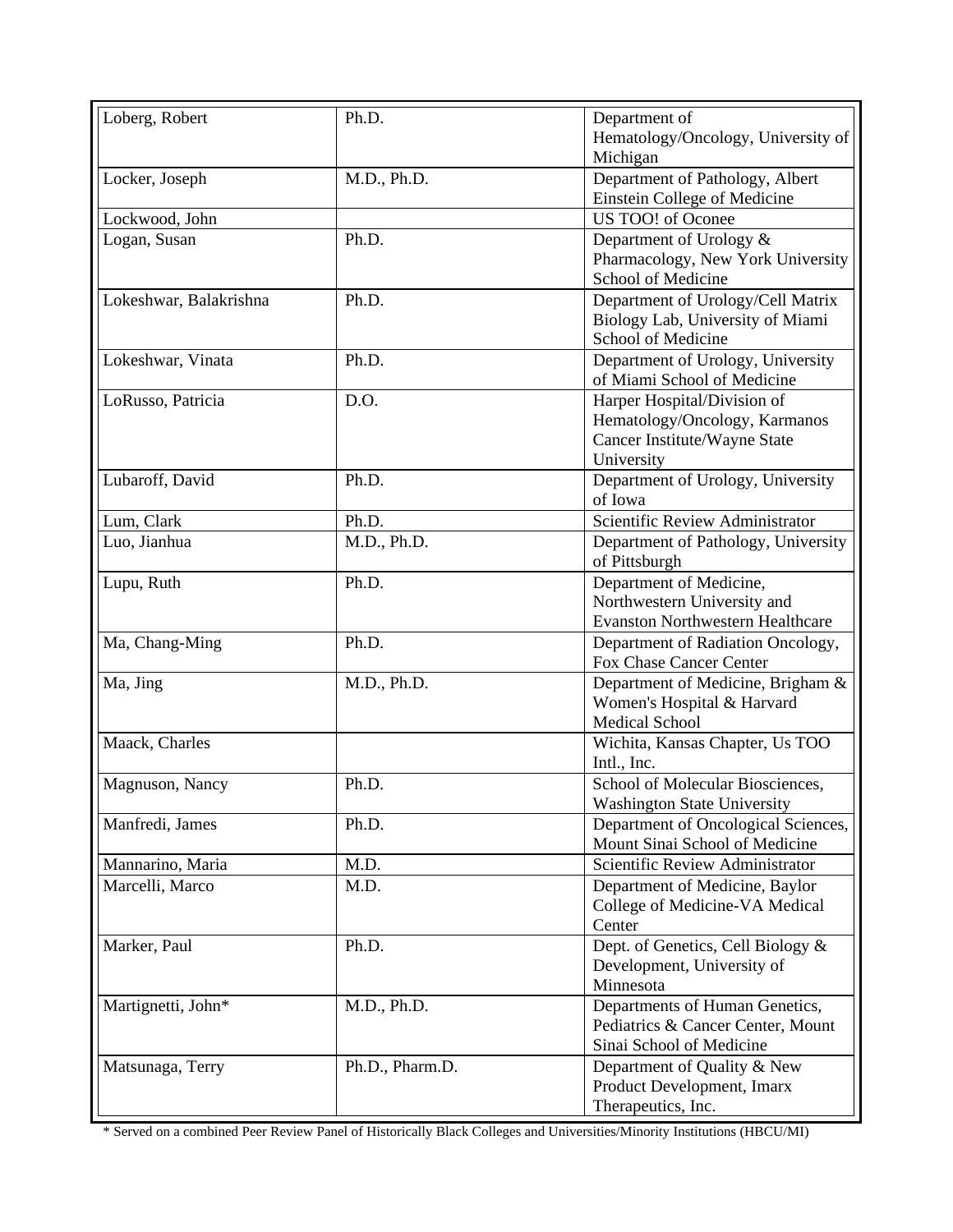| | | |
|---|---|---|
| Loberg, Robert | Ph.D. | Department of Hematology/Oncology, University of Michigan |
| Locker, Joseph | M.D., Ph.D. | Department of Pathology, Albert Einstein College of Medicine |
| Lockwood, John | | US TOO! of Oconee |
| Logan, Susan | Ph.D. | Department of Urology & Pharmacology, New York University School of Medicine |
| Lokeshwar, Balakrishna | Ph.D. | Department of Urology/Cell Matrix Biology Lab, University of Miami School of Medicine |
| Lokeshwar, Vinata | Ph.D. | Department of Urology, University of Miami School of Medicine |
| LoRusso, Patricia | D.O. | Harper Hospital/Division of Hematology/Oncology, Karmanos Cancer Institute/Wayne State University |
| Lubaroff, David | Ph.D. | Department of Urology, University of Iowa |
| Lum, Clark | Ph.D. | Scientific Review Administrator |
| Luo, Jianhua | M.D., Ph.D. | Department of Pathology, University of Pittsburgh |
| Lupu, Ruth | Ph.D. | Department of Medicine, Northwestern University and Evanston Northwestern Healthcare |
| Ma, Chang-Ming | Ph.D. | Department of Radiation Oncology, Fox Chase Cancer Center |
| Ma, Jing | M.D., Ph.D. | Department of Medicine, Brigham & Women's Hospital & Harvard Medical School |
| Maack, Charles | | Wichita, Kansas Chapter, Us TOO Intl., Inc. |
| Magnuson, Nancy | Ph.D. | School of Molecular Biosciences, Washington State University |
| Manfredi, James | Ph.D. | Department of Oncological Sciences, Mount Sinai School of Medicine |
| Mannarino, Maria | M.D. | Scientific Review Administrator |
| Marcelli, Marco | M.D. | Department of Medicine, Baylor College of Medicine-VA Medical Center |
| Marker, Paul | Ph.D. | Dept. of Genetics, Cell Biology & Development, University of Minnesota |
| Martignetti, John* | M.D., Ph.D. | Departments of Human Genetics, Pediatrics & Cancer Center, Mount Sinai School of Medicine |
| Matsunaga, Terry | Ph.D., Pharm.D. | Department of Quality & New Product Development, Imarx Therapeutics, Inc. |

* Served on a combined Peer Review Panel of Historically Black Colleges and Universities/Minority Institutions (HBCU/MI)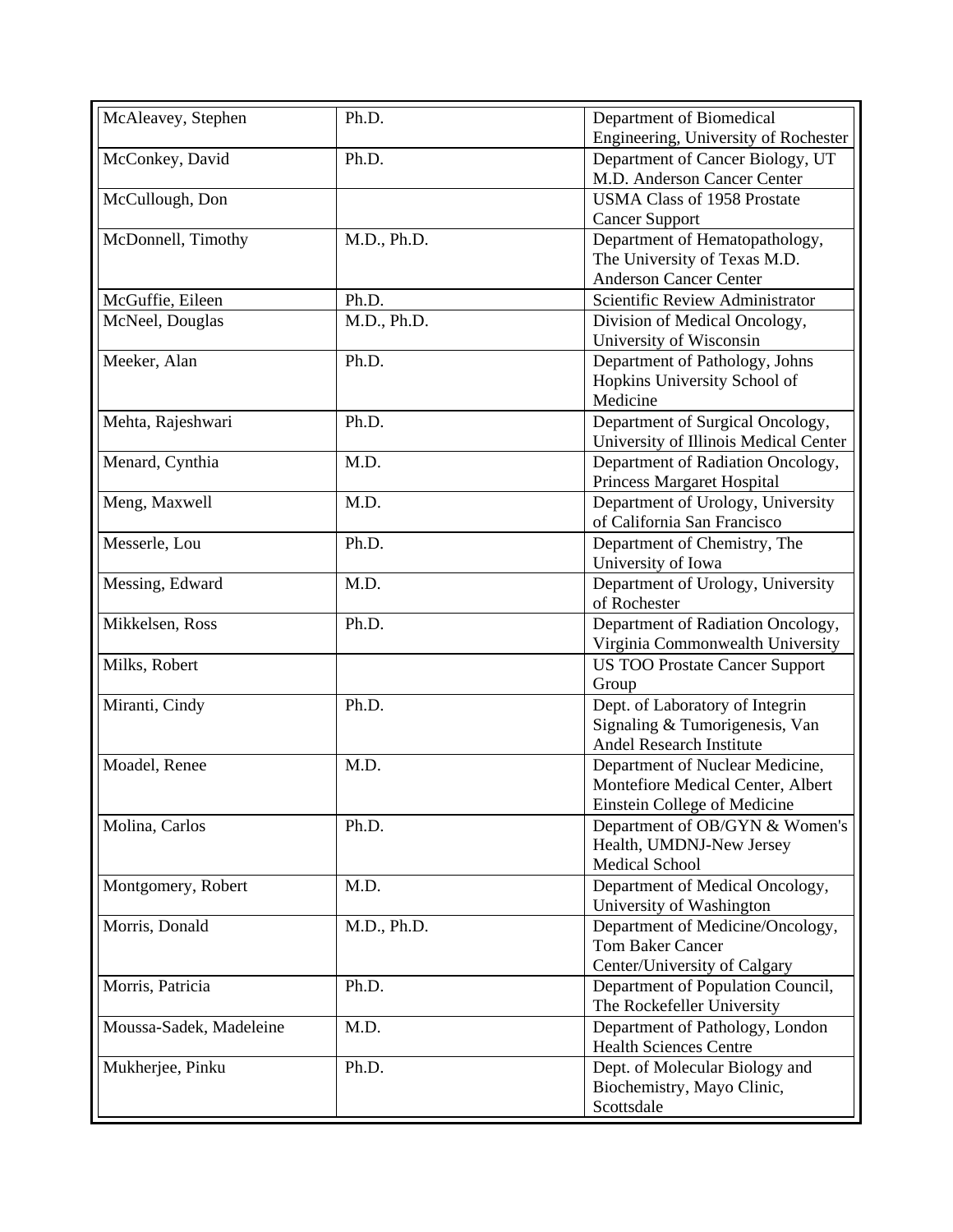| McAleavey, Stephen | Ph.D. | Department of Biomedical Engineering, University of Rochester |
|---|---|---|
| McConkey, David | Ph.D. | Department of Cancer Biology, UT M.D. Anderson Cancer Center |
| McCullough, Don | | USMA Class of 1958 Prostate Cancer Support |
| McDonnell, Timothy | M.D., Ph.D. | Department of Hematopathology, The University of Texas M.D. Anderson Cancer Center |
| McGuffie, Eileen | Ph.D. | Scientific Review Administrator |
| McNeel, Douglas | M.D., Ph.D. | Division of Medical Oncology, University of Wisconsin |
| Meeker, Alan | Ph.D. | Department of Pathology, Johns Hopkins University School of Medicine |
| Mehta, Rajeshwari | Ph.D. | Department of Surgical Oncology, University of Illinois Medical Center |
| Menard, Cynthia | M.D. | Department of Radiation Oncology, Princess Margaret Hospital |
| Meng, Maxwell | M.D. | Department of Urology, University of California San Francisco |
| Messerle, Lou | Ph.D. | Department of Chemistry, The University of Iowa |
| Messing, Edward | M.D. | Department of Urology, University of Rochester |
| Mikkelsen, Ross | Ph.D. | Department of Radiation Oncology, Virginia Commonwealth University |
| Milks, Robert | | US TOO Prostate Cancer Support Group |
| Miranti, Cindy | Ph.D. | Dept. of Laboratory of Integrin Signaling & Tumorigenesis, Van Andel Research Institute |
| Moadel, Renee | M.D. | Department of Nuclear Medicine, Montefiore Medical Center, Albert Einstein College of Medicine |
| Molina, Carlos | Ph.D. | Department of OB/GYN & Women's Health, UMDNJ-New Jersey Medical School |
| Montgomery, Robert | M.D. | Department of Medical Oncology, University of Washington |
| Morris, Donald | M.D., Ph.D. | Department of Medicine/Oncology, Tom Baker Cancer Center/University of Calgary |
| Morris, Patricia | Ph.D. | Department of Population Council, The Rockefeller University |
| Moussa-Sadek, Madeleine | M.D. | Department of Pathology, London Health Sciences Centre |
| Mukherjee, Pinku | Ph.D. | Dept. of Molecular Biology and Biochemistry, Mayo Clinic, Scottsdale |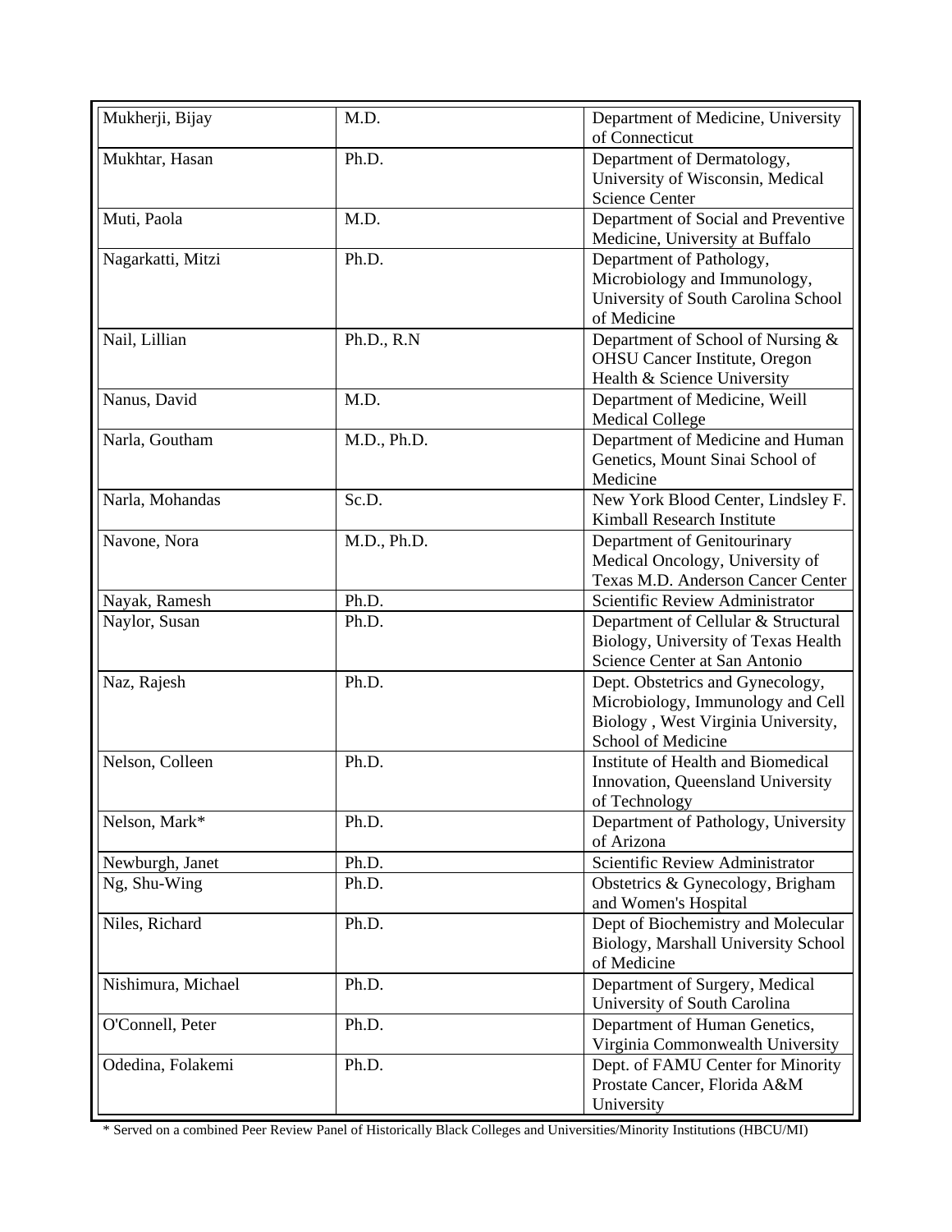| Mukherji, Bijay | M.D. | Department of Medicine, University of Connecticut |
|---|---|---|
| Mukhtar, Hasan | Ph.D. | Department of Dermatology, University of Wisconsin, Medical Science Center |
| Muti, Paola | M.D. | Department of Social and Preventive Medicine, University at Buffalo |
| Nagarkatti, Mitzi | Ph.D. | Department of Pathology, Microbiology and Immunology, University of South Carolina School of Medicine |
| Nail, Lillian | Ph.D., R.N | Department of School of Nursing & OHSU Cancer Institute, Oregon Health & Science University |
| Nanus, David | M.D. | Department of Medicine, Weill Medical College |
| Narla, Goutham | M.D., Ph.D. | Department of Medicine and Human Genetics, Mount Sinai School of Medicine |
| Narla, Mohandas | Sc.D. | New York Blood Center, Lindsley F. Kimball Research Institute |
| Navone, Nora | M.D., Ph.D. | Department of Genitourinary Medical Oncology, University of Texas M.D. Anderson Cancer Center |
| Nayak, Ramesh | Ph.D. | Scientific Review Administrator |
| Naylor, Susan | Ph.D. | Department of Cellular & Structural Biology, University of Texas Health Science Center at San Antonio |
| Naz, Rajesh | Ph.D. | Dept. Obstetrics and Gynecology, Microbiology, Immunology and Cell Biology , West Virginia University, School of Medicine |
| Nelson, Colleen | Ph.D. | Institute of Health and Biomedical Innovation, Queensland University of Technology |
| Nelson, Mark* | Ph.D. | Department of Pathology, University of Arizona |
| Newburgh, Janet | Ph.D. | Scientific Review Administrator |
| Ng, Shu-Wing | Ph.D. | Obstetrics & Gynecology, Brigham and Women's Hospital |
| Niles, Richard | Ph.D. | Dept of Biochemistry and Molecular Biology, Marshall University School of Medicine |
| Nishimura, Michael | Ph.D. | Department of Surgery, Medical University of South Carolina |
| O'Connell, Peter | Ph.D. | Department of Human Genetics, Virginia Commonwealth University |
| Odedina, Folakemi | Ph.D. | Dept. of FAMU Center for Minority Prostate Cancer, Florida A&M University |

* Served on a combined Peer Review Panel of Historically Black Colleges and Universities/Minority Institutions (HBCU/MI)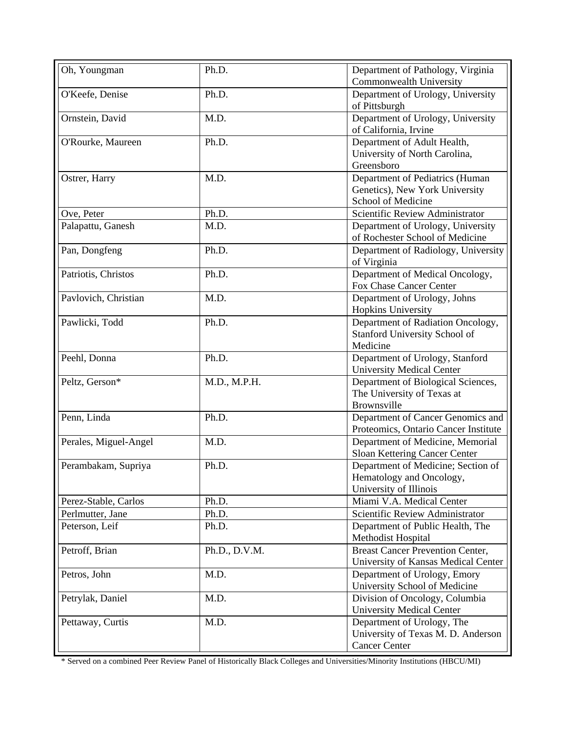| Name | Degree | Affiliation |
|---|---|---|
| Oh, Youngman | Ph.D. | Department of Pathology, Virginia Commonwealth University |
| O'Keefe, Denise | Ph.D. | Department of Urology, University of Pittsburgh |
| Ornstein, David | M.D. | Department of Urology, University of California, Irvine |
| O'Rourke, Maureen | Ph.D. | Department of Adult Health, University of North Carolina, Greensboro |
| Ostrer, Harry | M.D. | Department of Pediatrics (Human Genetics), New York University School of Medicine |
| Ove, Peter | Ph.D. | Scientific Review Administrator |
| Palapattu, Ganesh | M.D. | Department of Urology, University of Rochester School of Medicine |
| Pan, Dongfeng | Ph.D. | Department of Radiology, University of Virginia |
| Patriotis, Christos | Ph.D. | Department of Medical Oncology, Fox Chase Cancer Center |
| Pavlovich, Christian | M.D. | Department of Urology, Johns Hopkins University |
| Pawlicki, Todd | Ph.D. | Department of Radiation Oncology, Stanford University School of Medicine |
| Peehl, Donna | Ph.D. | Department of Urology, Stanford University Medical Center |
| Peltz, Gerson* | M.D., M.P.H. | Department of Biological Sciences, The University of Texas at Brownsville |
| Penn, Linda | Ph.D. | Department of Cancer Genomics and Proteomics, Ontario Cancer Institute |
| Perales, Miguel-Angel | M.D. | Department of Medicine, Memorial Sloan Kettering Cancer Center |
| Perambakam, Supriya | Ph.D. | Department of Medicine; Section of Hematology and Oncology, University of Illinois |
| Perez-Stable, Carlos | Ph.D. | Miami V.A. Medical Center |
| Perlmutter, Jane | Ph.D. | Scientific Review Administrator |
| Peterson, Leif | Ph.D. | Department of Public Health, The Methodist Hospital |
| Petroff, Brian | Ph.D., D.V.M. | Breast Cancer Prevention Center, University of Kansas Medical Center |
| Petros, John | M.D. | Department of Urology, Emory University School of Medicine |
| Petrylak, Daniel | M.D. | Division of Oncology, Columbia University Medical Center |
| Pettaway, Curtis | M.D. | Department of Urology, The University of Texas M. D. Anderson Cancer Center |

* Served on a combined Peer Review Panel of Historically Black Colleges and Universities/Minority Institutions (HBCU/MI)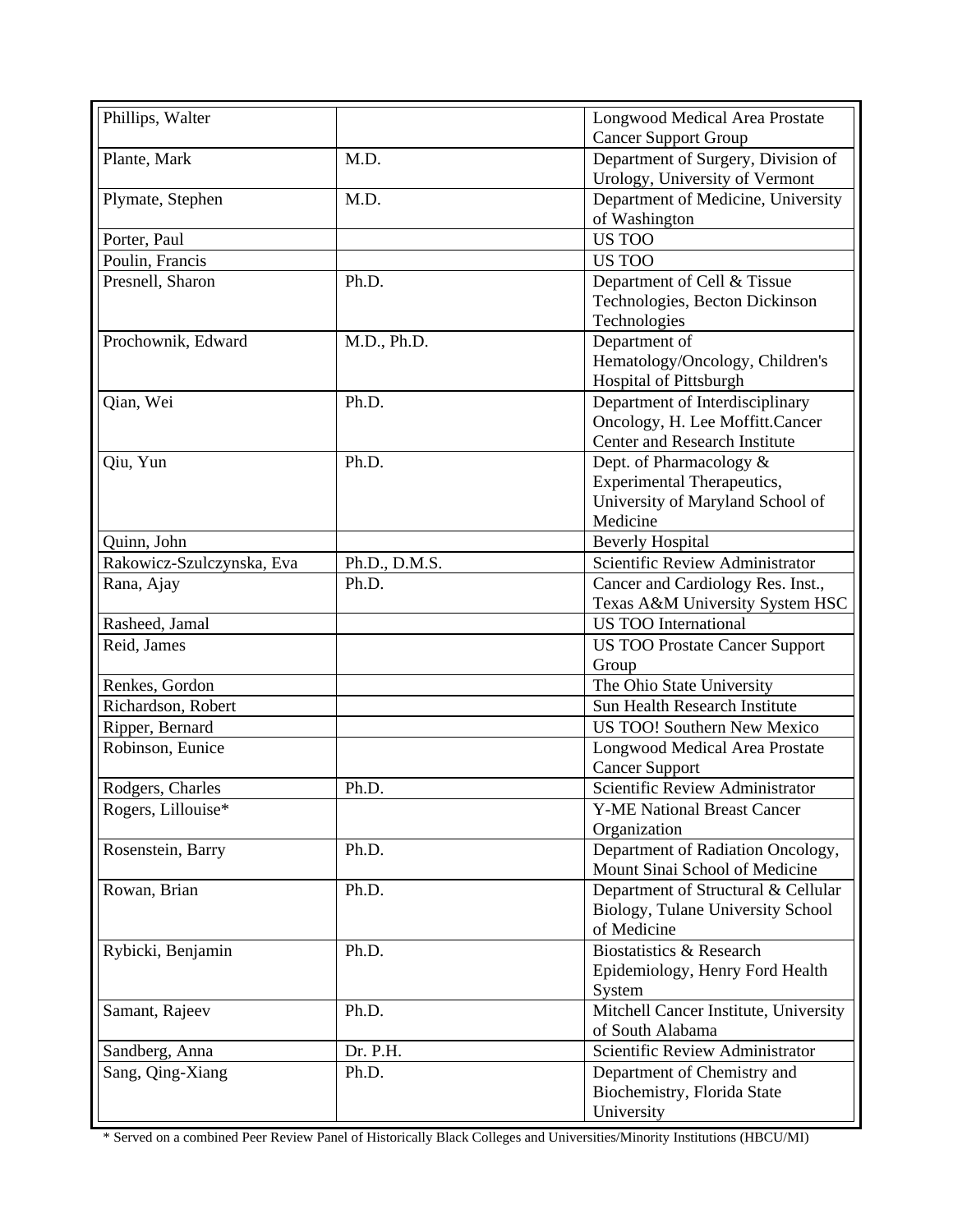| | | |
|---|---|---|
| Phillips, Walter | | Longwood Medical Area Prostate Cancer Support Group |
| Plante, Mark | M.D. | Department of Surgery, Division of Urology, University of Vermont |
| Plymate, Stephen | M.D. | Department of Medicine, University of Washington |
| Porter, Paul | | US TOO |
| Poulin, Francis | | US TOO |
| Presnell, Sharon | Ph.D. | Department of Cell & Tissue Technologies, Becton Dickinson Technologies |
| Prochownik, Edward | M.D., Ph.D. | Department of Hematology/Oncology, Children's Hospital of Pittsburgh |
| Qian, Wei | Ph.D. | Department of Interdisciplinary Oncology, H. Lee Moffitt.Cancer Center and Research Institute |
| Qiu, Yun | Ph.D. | Dept. of Pharmacology & Experimental Therapeutics, University of Maryland School of Medicine |
| Quinn, John | | Beverly Hospital |
| Rakowicz-Szulczynska, Eva | Ph.D., D.M.S. | Scientific Review Administrator |
| Rana, Ajay | Ph.D. | Cancer and Cardiology Res. Inst., Texas A&M University System HSC |
| Rasheed, Jamal | | US TOO International |
| Reid, James | | US TOO Prostate Cancer Support Group |
| Renkes, Gordon | | The Ohio State University |
| Richardson, Robert | | Sun Health Research Institute |
| Ripper, Bernard | | US TOO! Southern New Mexico |
| Robinson, Eunice | | Longwood Medical Area Prostate Cancer Support |
| Rodgers, Charles | Ph.D. | Scientific Review Administrator |
| Rogers, Lillouise* | | Y-ME National Breast Cancer Organization |
| Rosenstein, Barry | Ph.D. | Department of Radiation Oncology, Mount Sinai School of Medicine |
| Rowan, Brian | Ph.D. | Department of Structural & Cellular Biology, Tulane University School of Medicine |
| Rybicki, Benjamin | Ph.D. | Biostatistics & Research Epidemiology, Henry Ford Health System |
| Samant, Rajeev | Ph.D. | Mitchell Cancer Institute, University of South Alabama |
| Sandberg, Anna | Dr. P.H. | Scientific Review Administrator |
| Sang, Qing-Xiang | Ph.D. | Department of Chemistry and Biochemistry, Florida State University |

* Served on a combined Peer Review Panel of Historically Black Colleges and Universities/Minority Institutions (HBCU/MI)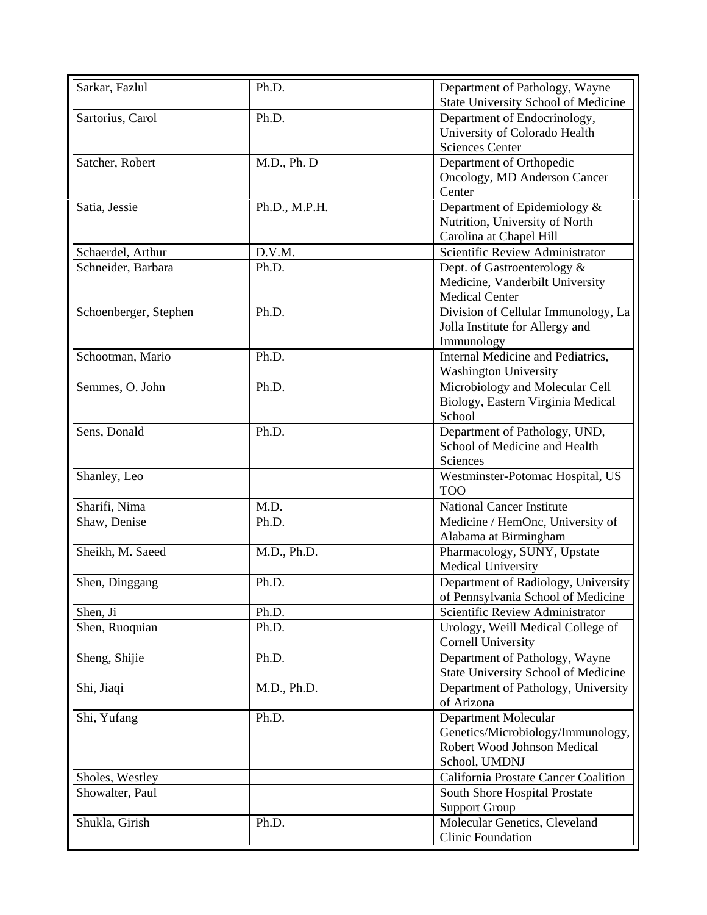| Sarkar, Fazlul | Ph.D. | Department of Pathology, Wayne State University School of Medicine |
|---|---|---|
| Sartorius, Carol | Ph.D. | Department of Endocrinology, University of Colorado Health Sciences Center |
| Satcher, Robert | M.D., Ph. D | Department of Orthopedic Oncology, MD Anderson Cancer Center |
| Satia, Jessie | Ph.D., M.P.H. | Department of Epidemiology & Nutrition, University of North Carolina at Chapel Hill |
| Schaerdel, Arthur | D.V.M. | Scientific Review Administrator |
| Schneider, Barbara | Ph.D. | Dept. of Gastroenterology & Medicine, Vanderbilt University Medical Center |
| Schoenberger, Stephen | Ph.D. | Division of Cellular Immunology, La Jolla Institute for Allergy and Immunology |
| Schootman, Mario | Ph.D. | Internal Medicine and Pediatrics, Washington University |
| Semmes, O. John | Ph.D. | Microbiology and Molecular Cell Biology, Eastern Virginia Medical School |
| Sens, Donald | Ph.D. | Department of Pathology, UND, School of Medicine and Health Sciences |
| Shanley, Leo | | Westminster-Potomac Hospital, US TOO |
| Sharifi, Nima | M.D. | National Cancer Institute |
| Shaw, Denise | Ph.D. | Medicine / HemOnc, University of Alabama at Birmingham |
| Sheikh, M. Saeed | M.D., Ph.D. | Pharmacology, SUNY, Upstate Medical University |
| Shen, Dinggang | Ph.D. | Department of Radiology, University of Pennsylvania School of Medicine |
| Shen, Ji | Ph.D. | Scientific Review Administrator |
| Shen, Ruoquian | Ph.D. | Urology, Weill Medical College of Cornell University |
| Sheng, Shijie | Ph.D. | Department of Pathology, Wayne State University School of Medicine |
| Shi, Jiaqi | M.D., Ph.D. | Department of Pathology, University of Arizona |
| Shi, Yufang | Ph.D. | Department Molecular Genetics/Microbiology/Immunology, Robert Wood Johnson Medical School, UMDNJ |
| Sholes, Westley | | California Prostate Cancer Coalition |
| Showalter, Paul | | South Shore Hospital Prostate Support Group |
| Shukla, Girish | Ph.D. | Molecular Genetics, Cleveland Clinic Foundation |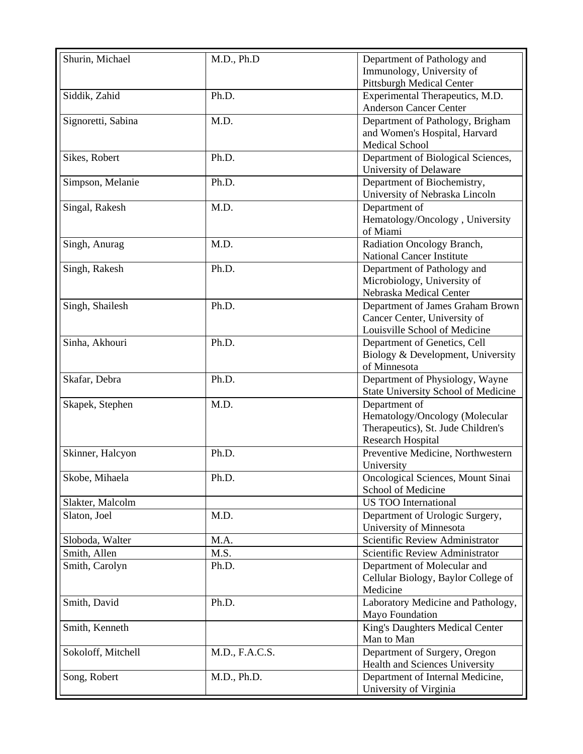| | | |
|---|---|---|
| Shurin, Michael | M.D., Ph.D | Department of Pathology and Immunology, University of Pittsburgh Medical Center |
| Siddik, Zahid | Ph.D. | Experimental Therapeutics, M.D. Anderson Cancer Center |
| Signoretti, Sabina | M.D. | Department of Pathology, Brigham and Women's Hospital, Harvard Medical School |
| Sikes, Robert | Ph.D. | Department of Biological Sciences, University of Delaware |
| Simpson, Melanie | Ph.D. | Department of Biochemistry, University of Nebraska Lincoln |
| Singal, Rakesh | M.D. | Department of Hematology/Oncology , University of Miami |
| Singh, Anurag | M.D. | Radiation Oncology Branch, National Cancer Institute |
| Singh, Rakesh | Ph.D. | Department of Pathology and Microbiology, University of Nebraska Medical Center |
| Singh, Shailesh | Ph.D. | Department of James Graham Brown Cancer Center, University of Louisville School of Medicine |
| Sinha, Akhouri | Ph.D. | Department of Genetics, Cell Biology & Development, University of Minnesota |
| Skafar, Debra | Ph.D. | Department of Physiology, Wayne State University School of Medicine |
| Skapek, Stephen | M.D. | Department of Hematology/Oncology (Molecular Therapeutics), St. Jude Children's Research Hospital |
| Skinner, Halcyon | Ph.D. | Preventive Medicine, Northwestern University |
| Skobe, Mihaela | Ph.D. | Oncological Sciences, Mount Sinai School of Medicine |
| Slakter, Malcolm | | US TOO International |
| Slaton, Joel | M.D. | Department of Urologic Surgery, University of Minnesota |
| Sloboda, Walter | M.A. | Scientific Review Administrator |
| Smith, Allen | M.S. | Scientific Review Administrator |
| Smith, Carolyn | Ph.D. | Department of Molecular and Cellular Biology, Baylor College of Medicine |
| Smith, David | Ph.D. | Laboratory Medicine and Pathology, Mayo Foundation |
| Smith, Kenneth | | King's Daughters Medical Center Man to Man |
| Sokoloff, Mitchell | M.D., F.A.C.S. | Department of Surgery, Oregon Health and Sciences University |
| Song, Robert | M.D., Ph.D. | Department of Internal Medicine, University of Virginia |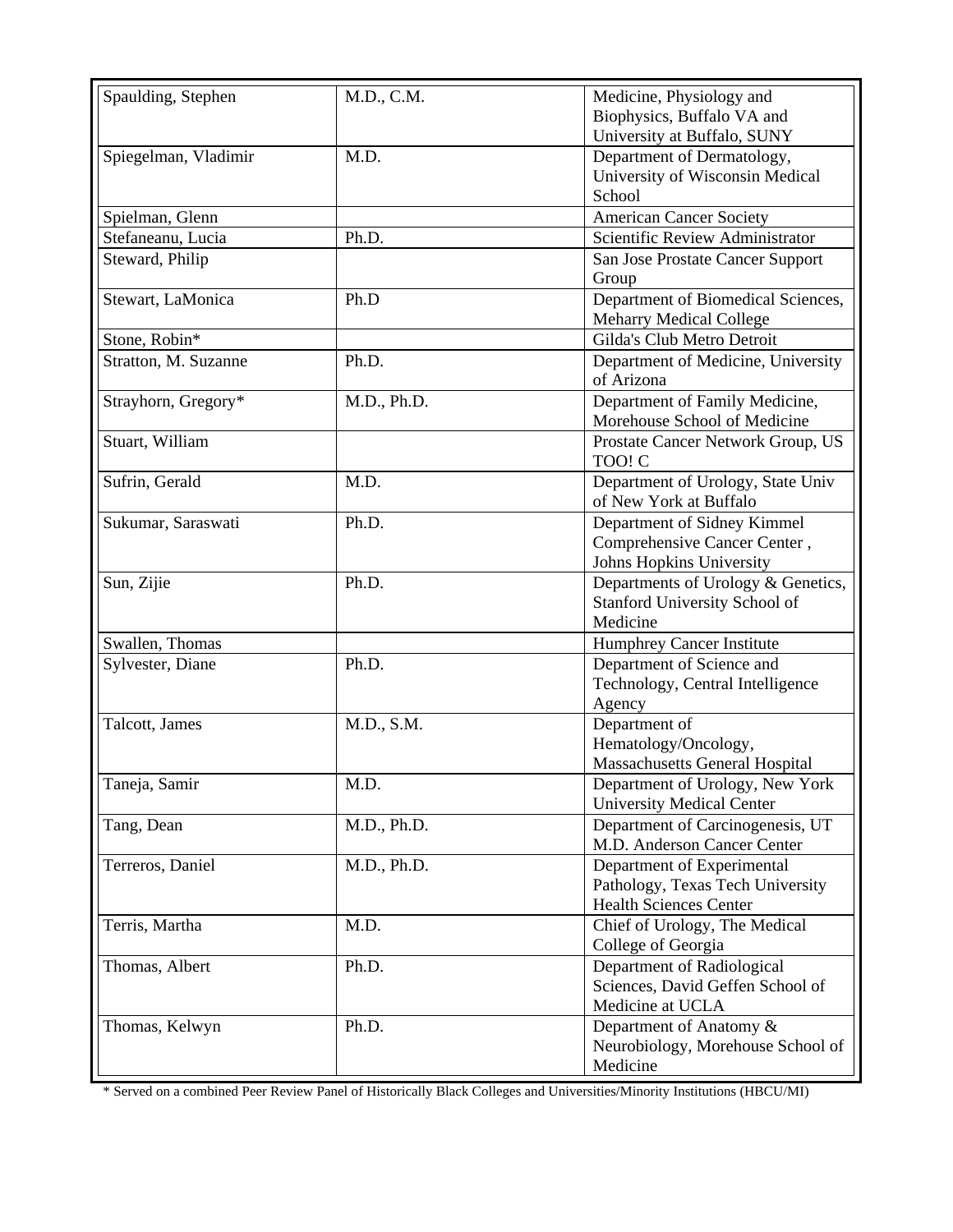| Spaulding, Stephen | M.D., C.M. | Medicine, Physiology and Biophysics, Buffalo VA and University at Buffalo, SUNY |
|---|---|---|
| Spiegelman, Vladimir | M.D. | Department of Dermatology, University of Wisconsin Medical School |
| Spielman, Glenn | | American Cancer Society |
| Stefaneanu, Lucia | Ph.D. | Scientific Review Administrator |
| Steward, Philip | | San Jose Prostate Cancer Support Group |
| Stewart, LaMonica | Ph.D | Department of Biomedical Sciences, Meharry Medical College |
| Stone, Robin* | | Gilda's Club Metro Detroit |
| Stratton, M. Suzanne | Ph.D. | Department of Medicine, University of Arizona |
| Strayhorn, Gregory* | M.D., Ph.D. | Department of Family Medicine, Morehouse School of Medicine |
| Stuart, William | | Prostate Cancer Network Group, US TOO! C |
| Sufrin, Gerald | M.D. | Department of Urology, State Univ of New York at Buffalo |
| Sukumar, Saraswati | Ph.D. | Department of Sidney Kimmel Comprehensive Cancer Center , Johns Hopkins University |
| Sun, Zijie | Ph.D. | Departments of Urology & Genetics, Stanford University School of Medicine |
| Swallen, Thomas | | Humphrey Cancer Institute |
| Sylvester, Diane | Ph.D. | Department of Science and Technology, Central Intelligence Agency |
| Talcott, James | M.D., S.M. | Department of Hematology/Oncology, Massachusetts General Hospital |
| Taneja, Samir | M.D. | Department of Urology, New York University Medical Center |
| Tang, Dean | M.D., Ph.D. | Department of Carcinogenesis, UT M.D. Anderson Cancer Center |
| Terreros, Daniel | M.D., Ph.D. | Department of Experimental Pathology, Texas Tech University Health Sciences Center |
| Terris, Martha | M.D. | Chief of Urology, The Medical College of Georgia |
| Thomas, Albert | Ph.D. | Department of Radiological Sciences, David Geffen School of Medicine at UCLA |
| Thomas, Kelwyn | Ph.D. | Department of Anatomy & Neurobiology, Morehouse School of Medicine |

* Served on a combined Peer Review Panel of Historically Black Colleges and Universities/Minority Institutions (HBCU/MI)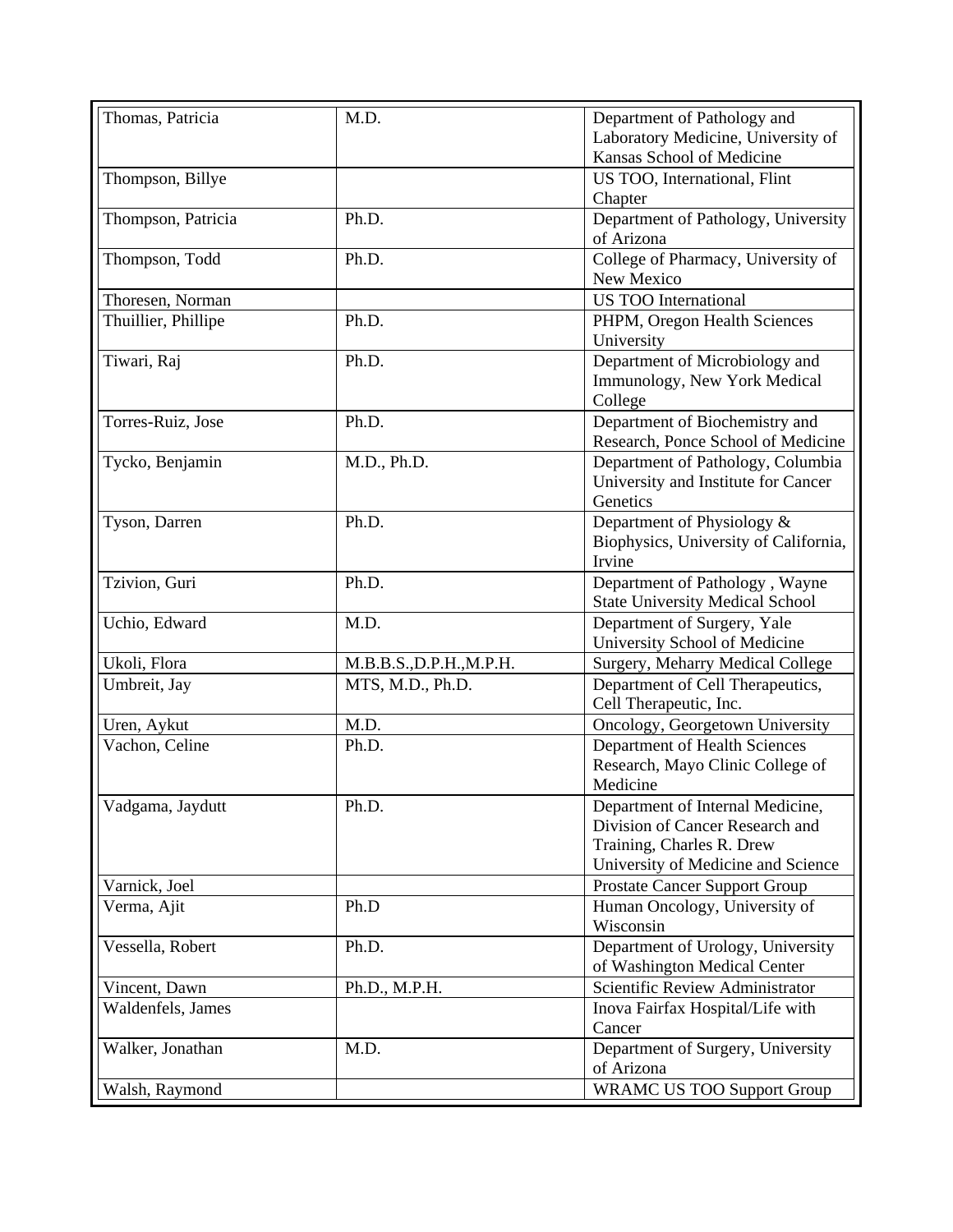| Thomas, Patricia | M.D. | Department of Pathology and Laboratory Medicine, University of Kansas School of Medicine |
|---|---|---|
| Thompson, Billye | | US TOO, International, Flint Chapter |
| Thompson, Patricia | Ph.D. | Department of Pathology, University of Arizona |
| Thompson, Todd | Ph.D. | College of Pharmacy, University of New Mexico |
| Thoresen, Norman | | US TOO International |
| Thuillier, Phillipe | Ph.D. | PHPM, Oregon Health Sciences University |
| Tiwari, Raj | Ph.D. | Department of Microbiology and Immunology, New York Medical College |
| Torres-Ruiz, Jose | Ph.D. | Department of Biochemistry and Research, Ponce School of Medicine |
| Tycko, Benjamin | M.D., Ph.D. | Department of Pathology, Columbia University and Institute for Cancer Genetics |
| Tyson, Darren | Ph.D. | Department of Physiology & Biophysics, University of California, Irvine |
| Tzivion, Guri | Ph.D. | Department of Pathology , Wayne State University Medical School |
| Uchio, Edward | M.D. | Department of Surgery, Yale University School of Medicine |
| Ukoli, Flora | M.B.B.S.,D.P.H.,M.P.H. | Surgery, Meharry Medical College |
| Umbreit, Jay | MTS, M.D., Ph.D. | Department of Cell Therapeutics, Cell Therapeutic, Inc. |
| Uren, Aykut | M.D. | Oncology, Georgetown University |
| Vachon, Celine | Ph.D. | Department of Health Sciences Research, Mayo Clinic College of Medicine |
| Vadgama, Jaydutt | Ph.D. | Department of Internal Medicine, Division of Cancer Research and Training, Charles R. Drew University of Medicine and Science |
| Varnick, Joel | | Prostate Cancer Support Group |
| Verma, Ajit | Ph.D | Human Oncology, University of Wisconsin |
| Vessella, Robert | Ph.D. | Department of Urology, University of Washington Medical Center |
| Vincent, Dawn | Ph.D., M.P.H. | Scientific Review Administrator |
| Waldenfels, James | | Inova Fairfax Hospital/Life with Cancer |
| Walker, Jonathan | M.D. | Department of Surgery, University of Arizona |
| Walsh, Raymond | | WRAMC US TOO Support Group |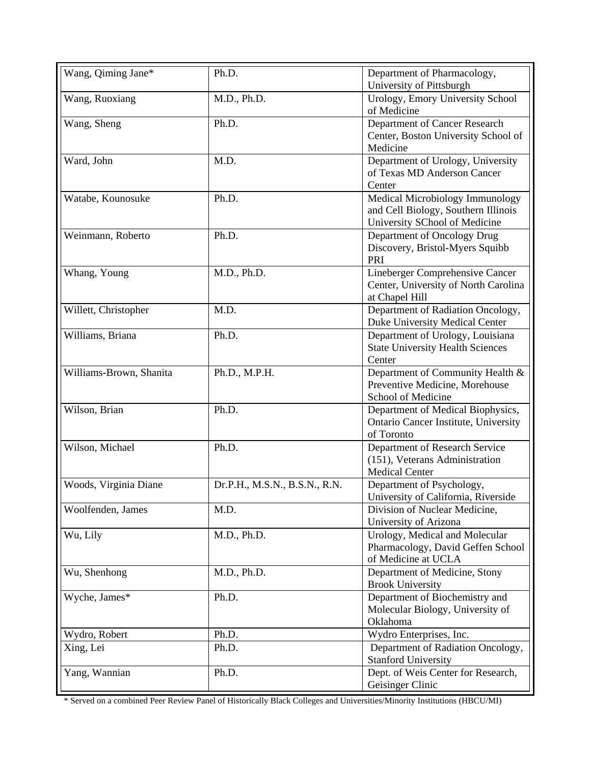| Wang, Qiming Jane* | Ph.D. | Department of Pharmacology, University of Pittsburgh |
|---|---|---|
| Wang, Ruoxiang | M.D., Ph.D. | Urology, Emory University School of Medicine |
| Wang, Sheng | Ph.D. | Department of Cancer Research Center, Boston University School of Medicine |
| Ward, John | M.D. | Department of Urology, University of Texas MD Anderson Cancer Center |
| Watabe, Kounosuke | Ph.D. | Medical Microbiology Immunology and Cell Biology, Southern Illinois University SChool of Medicine |
| Weinmann, Roberto | Ph.D. | Department of Oncology Drug Discovery, Bristol-Myers Squibb PRI |
| Whang, Young | M.D., Ph.D. | Lineberger Comprehensive Cancer Center, University of North Carolina at Chapel Hill |
| Willett, Christopher | M.D. | Department of Radiation Oncology, Duke University Medical Center |
| Williams, Briana | Ph.D. | Department of Urology, Louisiana State University Health Sciences Center |
| Williams-Brown, Shanita | Ph.D., M.P.H. | Department of Community Health & Preventive Medicine, Morehouse School of Medicine |
| Wilson, Brian | Ph.D. | Department of Medical Biophysics, Ontario Cancer Institute, University of Toronto |
| Wilson, Michael | Ph.D. | Department of Research Service (151), Veterans Administration Medical Center |
| Woods, Virginia Diane | Dr.P.H., M.S.N., B.S.N., R.N. | Department of Psychology, University of California, Riverside |
| Woolfenden, James | M.D. | Division of Nuclear Medicine, University of Arizona |
| Wu, Lily | M.D., Ph.D. | Urology, Medical and Molecular Pharmacology, David Geffen School of Medicine at UCLA |
| Wu, Shenhong | M.D., Ph.D. | Department of Medicine, Stony Brook University |
| Wyche, James* | Ph.D. | Department of Biochemistry and Molecular Biology, University of Oklahoma |
| Wydro, Robert | Ph.D. | Wydro Enterprises, Inc. |
| Xing, Lei | Ph.D. | Department of Radiation Oncology, Stanford University |
| Yang, Wannian | Ph.D. | Dept. of Weis Center for Research, Geisinger Clinic |

* Served on a combined Peer Review Panel of Historically Black Colleges and Universities/Minority Institutions (HBCU/MI)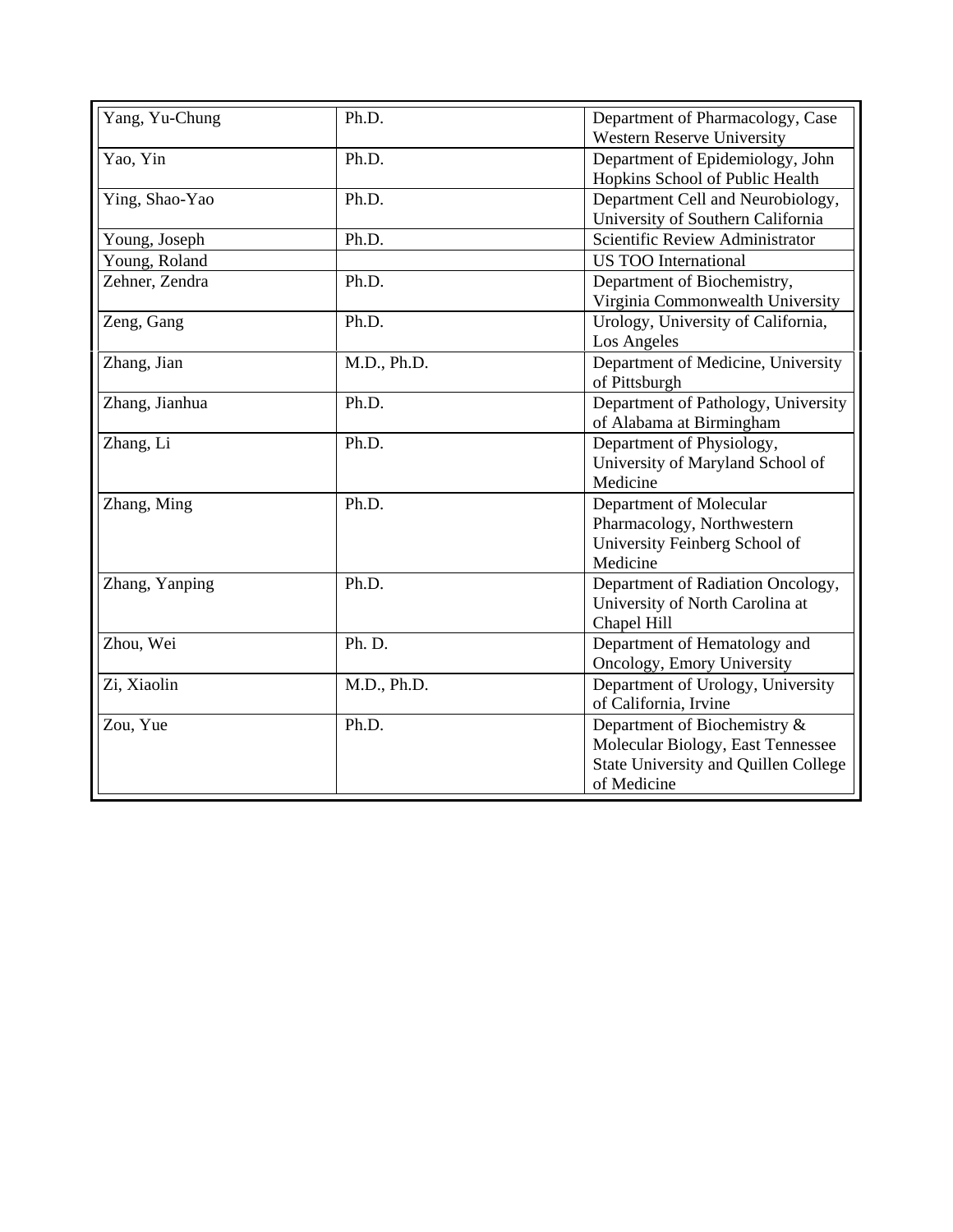| | | |
|---|---|---|
| Yang, Yu-Chung | Ph.D. | Department of Pharmacology, Case Western Reserve University |
| Yao, Yin | Ph.D. | Department of Epidemiology, John Hopkins School of Public Health |
| Ying, Shao-Yao | Ph.D. | Department Cell and Neurobiology, University of Southern California |
| Young, Joseph | Ph.D. | Scientific Review Administrator |
| Young, Roland | | US TOO International |
| Zehner, Zendra | Ph.D. | Department of Biochemistry, Virginia Commonwealth University |
| Zeng, Gang | Ph.D. | Urology, University of California, Los Angeles |
| Zhang, Jian | M.D., Ph.D. | Department of Medicine, University of Pittsburgh |
| Zhang, Jianhua | Ph.D. | Department of Pathology, University of Alabama at Birmingham |
| Zhang, Li | Ph.D. | Department of Physiology, University of Maryland School of Medicine |
| Zhang, Ming | Ph.D. | Department of Molecular Pharmacology, Northwestern University Feinberg School of Medicine |
| Zhang, Yanping | Ph.D. | Department of Radiation Oncology, University of North Carolina at Chapel Hill |
| Zhou, Wei | Ph. D. | Department of Hematology and Oncology, Emory University |
| Zi, Xiaolin | M.D., Ph.D. | Department of Urology, University of California, Irvine |
| Zou, Yue | Ph.D. | Department of Biochemistry & Molecular Biology, East Tennessee State University and Quillen College of Medicine |